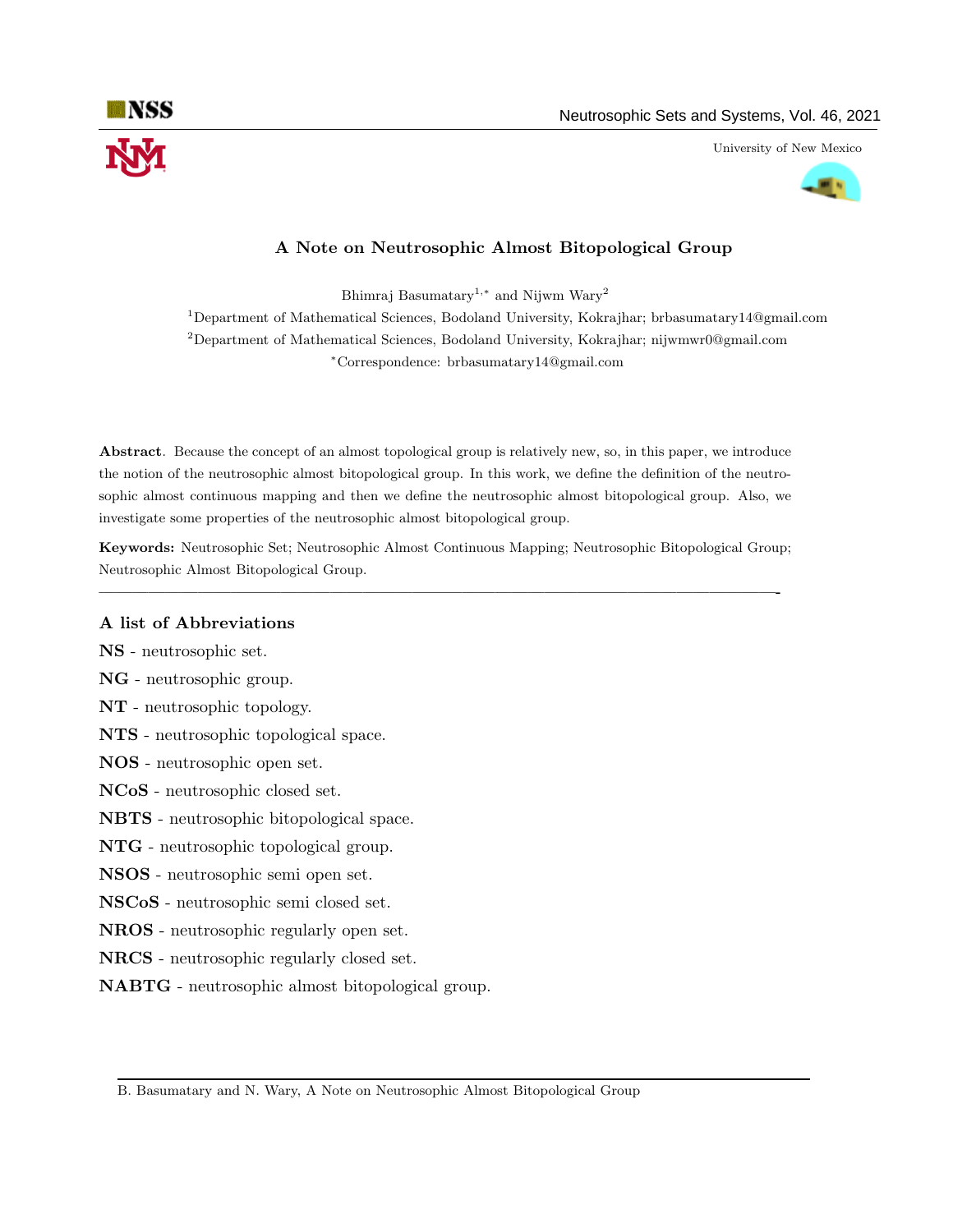# A Note on Neutrosophic Almost Bitopological Group

Bhimraj Basumatary[1,*] and Nijwm Wary[2]

[1]Department of Mathematical Sciences, Bodoland University, Kokrajhar; brbasumatary14@gmail.com

[2]Department of Mathematical Sciences, Bodoland University, Kokrajhar; nijwmwr0@gmail.com

[*]Correspondence: brbasumatary14@gmail.com

**Abstract**. Because the concept of an almost topological group is relatively new, so, in this paper, we introduce the notion of the neutrosophic almost bitopological group. In this work, we define the definition of the neutrosophic almost continuous mapping and then we define the neutrosophic almost bitopological group. Also, we investigate some properties of the neutrosophic almost bitopological group.

**Keywords:** Neutrosophic Set; Neutrosophic Almost Continuous Mapping; Neutrosophic Bitopological Group; Neutrosophic Almost Bitopological Group.

---

## A list of Abbreviations

**NS** - neutrosophic set.

**NG** - neutrosophic group.

**NT** - neutrosophic topology.

**NTS** - neutrosophic topological space.

**NOS** - neutrosophic open set.

**NCoS** - neutrosophic closed set.

**NBTS** - neutrosophic bitopological space.

**NTG** - neutrosophic topological group.

**NSOS** - neutrosophic semi open set.

**NSCoS** - neutrosophic semi closed set.

**NROS** - neutrosophic regularly open set.

**NRCS** - neutrosophic regularly closed set.

**NABTG** - neutrosophic almost bitopological group.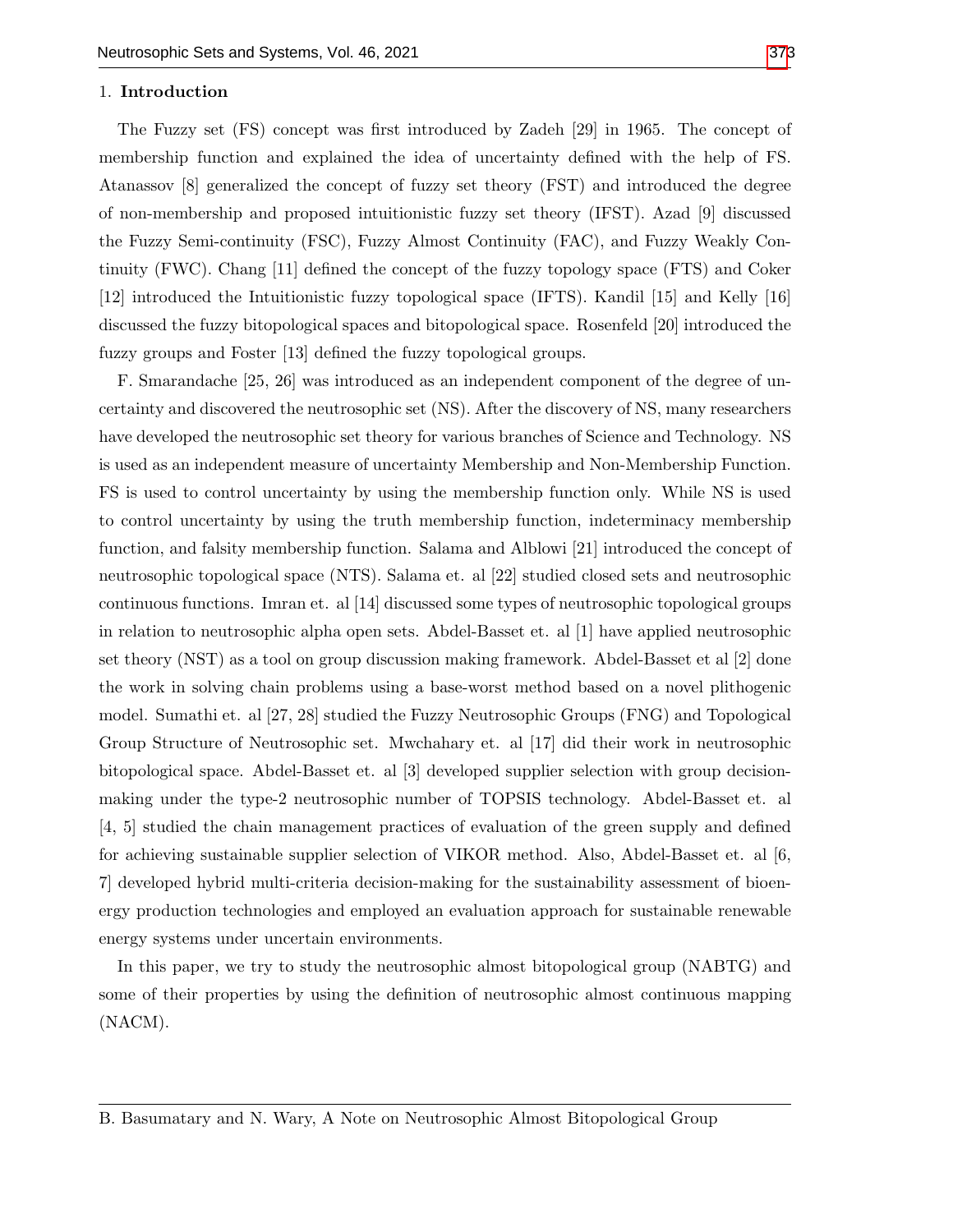## 1. Introduction

The Fuzzy set (FS) concept was first introduced by Zadeh [29] in 1965. The concept of membership function and explained the idea of uncertainty defined with the help of FS. Atanassov [8] generalized the concept of fuzzy set theory (FST) and introduced the degree of non-membership and proposed intuitionistic fuzzy set theory (IFST). Azad [9] discussed the Fuzzy Semi-continuity (FSC), Fuzzy Almost Continuity (FAC), and Fuzzy Weakly Continuity (FWC). Chang [11] defined the concept of the fuzzy topology space (FTS) and Coker [12] introduced the Intuitionistic fuzzy topological space (IFTS). Kandil [15] and Kelly [16] discussed the fuzzy bitopological spaces and bitopological space. Rosenfeld [20] introduced the fuzzy groups and Foster [13] defined the fuzzy topological groups.

F. Smarandache [25, 26] was introduced as an independent component of the degree of uncertainty and discovered the neutrosophic set (NS). After the discovery of NS, many researchers have developed the neutrosophic set theory for various branches of Science and Technology. NS is used as an independent measure of uncertainty Membership and Non-Membership Function. FS is used to control uncertainty by using the membership function only. While NS is used to control uncertainty by using the truth membership function, indeterminacy membership function, and falsity membership function. Salama and Alblowi [21] introduced the concept of neutrosophic topological space (NTS). Salama et. al [22] studied closed sets and neutrosophic continuous functions. Imran et. al [14] discussed some types of neutrosophic topological groups in relation to neutrosophic alpha open sets. Abdel-Basset et. al [1] have applied neutrosophic set theory (NST) as a tool on group discussion making framework. Abdel-Basset et al [2] done the work in solving chain problems using a base-worst method based on a novel plithogenic model. Sumathi et. al [27, 28] studied the Fuzzy Neutrosophic Groups (FNG) and Topological Group Structure of Neutrosophic set. Mwchahary et. al [17] did their work in neutrosophic bitopological space. Abdel-Basset et. al [3] developed supplier selection with group decision-making under the type-2 neutrosophic number of TOPSIS technology. Abdel-Basset et. al [4, 5] studied the chain management practices of evaluation of the green supply and defined for achieving sustainable supplier selection of VIKOR method. Also, Abdel-Basset et. al [6, 7] developed hybrid multi-criteria decision-making for the sustainability assessment of bioenergy production technologies and employed an evaluation approach for sustainable renewable energy systems under uncertain environments.

In this paper, we try to study the neutrosophic almost bitopological group (NABTG) and some of their properties by using the definition of neutrosophic almost continuous mapping (NACM).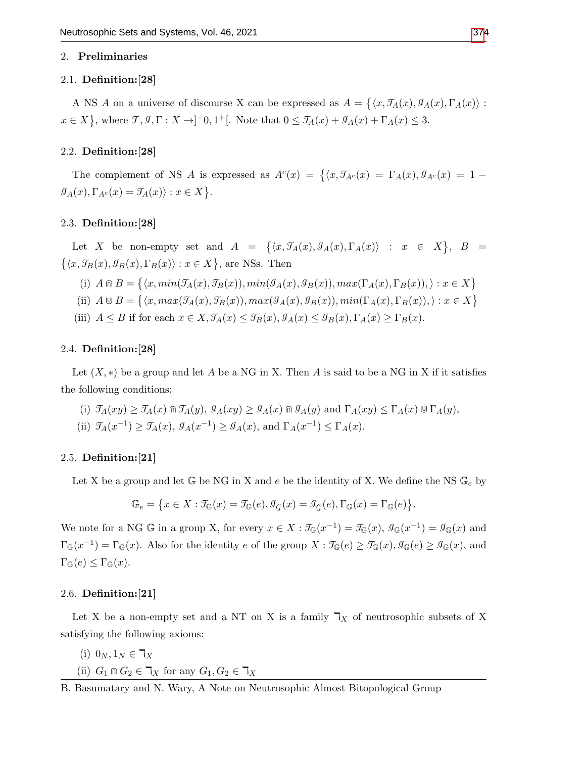## 2. Preliminaries

### 2.1. Definition:[28]

A NS $A$ on a universe of discourse X can be expressed as $A = \{\langle x, \mathcal{T}_A(x), \mathcal{I}_A(x), \Gamma_A(x)\rangle : x \in X\}$, where $\mathcal{T}, \mathcal{I}, \Gamma : X \to ]^-0, 1^+[$. Note that $0 \leq \mathcal{T}_A(x) + \mathcal{I}_A(x) + \Gamma_A(x) \leq 3$.

### 2.2. Definition:[28]

The complement of NS $A$ is expressed as $A^c(x) = \{\langle x, \mathcal{T}_{A^c}(x) = \Gamma_A(x), \mathcal{I}_{A^c}(x) = 1 - \mathcal{I}_A(x), \Gamma_{A^c}(x) = \mathcal{T}_A(x)\rangle : x \in X\}$.

### 2.3. Definition:[28]

Let $X$ be non-empty set and $A = \{\langle x, \mathcal{T}_A(x), \mathcal{I}_A(x), \Gamma_A(x)\rangle : x \in X\}$, $B = \{\langle x, \mathcal{T}_B(x), \mathcal{I}_B(x), \Gamma_B(x)\rangle : x \in X\}$, are NSs. Then

(i) $A \Cap B = \{\langle x, min(\mathcal{T}_A(x), \mathcal{T}_B(x)), min(\mathcal{I}_A(x), \mathcal{I}_B(x)), max(\Gamma_A(x), \Gamma_B(x)),\rangle : x \in X\}$

(ii) $A \Cup B = \{\langle x, max(\mathcal{T}_A(x), \mathcal{T}_B(x)), max(\mathcal{I}_A(x), \mathcal{I}_B(x)), min(\Gamma_A(x), \Gamma_B(x)),\rangle : x \in X\}$

(iii) $A \leq B$ if for each $x \in X, \mathcal{T}_A(x) \leq \mathcal{T}_B(x), \mathcal{I}_A(x) \leq \mathcal{I}_B(x), \Gamma_A(x) \geq \Gamma_B(x)$.

### 2.4. Definition:[28]

Let $(X, *)$ be a group and let $A$ be a NG in X. Then $A$ is said to be a NG in X if it satisfies the following conditions:

(i) $\mathcal{T}_A(xy) \geq \mathcal{T}_A(x) \Cap \mathcal{T}_A(y)$, $\mathcal{I}_A(xy) \geq \mathcal{I}_A(x) \Cap \mathcal{I}_A(y)$ and $\Gamma_A(xy) \leq \Gamma_A(x) \Cup \Gamma_A(y)$,

(ii) $\mathcal{T}_A(x^{-1}) \geq \mathcal{T}_A(x)$, $\mathcal{I}_A(x^{-1}) \geq \mathcal{I}_A(x)$, and $\Gamma_A(x^{-1}) \leq \Gamma_A(x)$.

### 2.5. Definition:[21]

Let X be a group and let $\mathbb{G}$ be NG in X and $e$ be the identity of X. We define the NS $\mathbb{G}_e$ by

$$\mathbb{G}_e = \{x \in X : \mathcal{T}_{\mathbb{G}}(x) = \mathcal{T}_{\mathbb{G}}(e), \mathcal{I}_{\mathcal{G}}(x) = \mathcal{I}_{\mathcal{G}}(e), \Gamma_{\mathbb{G}}(x) = \Gamma_{\mathbb{G}}(e)\}.$$

We note for a NG $\mathbb{G}$ in a group X, for every $x \in X : \mathcal{T}_{\mathbb{G}}(x^{-1}) = \mathcal{T}_{\mathbb{G}}(x)$, $\mathcal{I}_{\mathbb{G}}(x^{-1}) = \mathcal{I}_{\mathbb{G}}(x)$ and $\Gamma_{\mathbb{G}}(x^{-1}) = \Gamma_{\mathbb{G}}(x)$. Also for the identity $e$ of the group $X : \mathcal{T}_{\mathbb{G}}(e) \geq \mathcal{T}_{\mathbb{G}}(x), \mathcal{I}_{\mathbb{G}}(e) \geq \mathcal{I}_{\mathbb{G}}(x)$, and $\Gamma_{\mathbb{G}}(e) \leq \Gamma_{\mathbb{G}}(x)$.

### 2.6. Definition:[21]

Let X be a non-empty set and a NT on X is a family $\urcorner_X$ of neutrosophic subsets of X satisfying the following axioms:

(i) $0_N, 1_N \in \urcorner_X$

(ii) $G_1 \Cap G_2 \in \urcorner_X$ for any $G_1, G_2 \in \urcorner_X$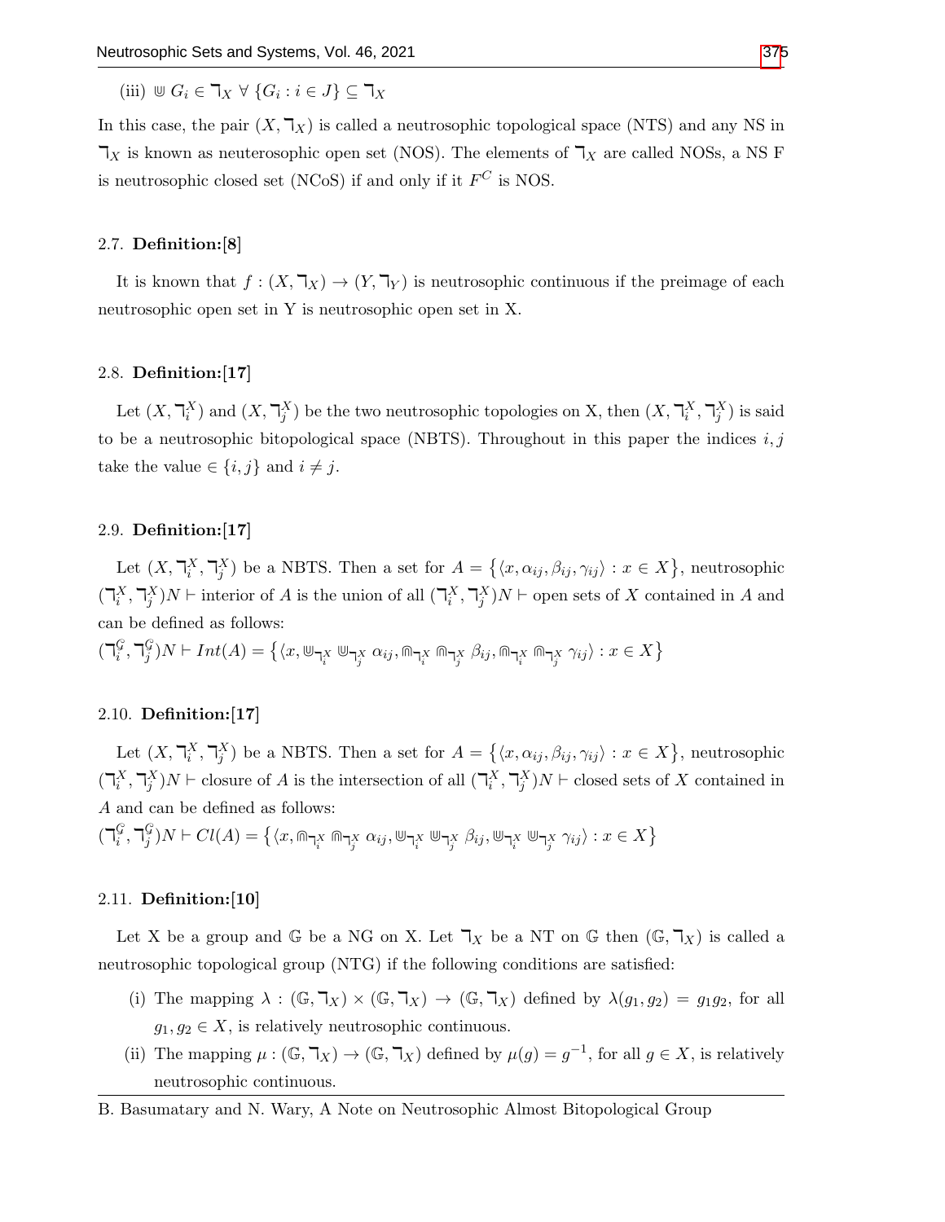(iii) $\Cup G_i \in \daleth_X \ \forall \ \{G_i : i \in J\} \subseteq \daleth_X$

In this case, the pair $(X, \daleth_X)$ is called a neutrosophic topological space (NTS) and any NS in $\daleth_X$ is known as neuterosophic open set (NOS). The elements of $\daleth_X$ are called NOSs, a NS F is neutrosophic closed set (NCoS) if and only if it $F^C$ is NOS.

### 2.7. **Definition:[8]**

It is known that $f : (X, \daleth_X) \to (Y, \daleth_Y)$ is neutrosophic continuous if the preimage of each neutrosophic open set in Y is neutrosophic open set in X.

### 2.8. **Definition:[17]**

Let $(X, \daleth_i^X)$ and $(X, \daleth_j^X)$ be the two neutrosophic topologies on X, then $(X, \daleth_i^X, \daleth_j^X)$ is said to be a neutrosophic bitopological space (NBTS). Throughout in this paper the indices $i, j$ take the value $\in \{i, j\}$ and $i \neq j$.

### 2.9. **Definition:[17]**

Let $(X, \daleth_i^X, \daleth_j^X)$ be a NBTS. Then a set for $A = \{\langle x, \alpha_{ij}, \beta_{ij}, \gamma_{ij}\rangle : x \in X\}$, neutrosophic $(\daleth_i^X, \daleth_j^X)N \vdash$ interior of $A$ is the union of all $(\daleth_i^X, \daleth_j^X)N \vdash$ open sets of $X$ contained in $A$ and can be defined as follows:

$(\daleth_i^G, \daleth_j^G)N \vdash Int(A) = \{\langle x, \Cup_{\daleth_i^X} \Cup_{\daleth_j^X} \alpha_{ij}, \Cap_{\daleth_i^X} \Cap_{\daleth_j^X} \beta_{ij}, \Cap_{\daleth_i^X} \Cap_{\daleth_j^X} \gamma_{ij}\rangle : x \in X\}$

### 2.10. **Definition:[17]**

Let $(X, \daleth_i^X, \daleth_j^X)$ be a NBTS. Then a set for $A = \{\langle x, \alpha_{ij}, \beta_{ij}, \gamma_{ij}\rangle : x \in X\}$, neutrosophic $(\daleth_i^X, \daleth_j^X)N \vdash$ closure of $A$ is the intersection of all $(\daleth_i^X, \daleth_j^X)N \vdash$ closed sets of $X$ contained in $A$ and can be defined as follows:

$(\daleth_i^G, \daleth_j^G)N \vdash Cl(A) = \{\langle x, \Cap_{\daleth_i^X} \Cap_{\daleth_j^X} \alpha_{ij}, \Cup_{\daleth_i^X} \Cup_{\daleth_j^X} \beta_{ij}, \Cup_{\daleth_i^X} \Cup_{\daleth_j^X} \gamma_{ij}\rangle : x \in X\}$

### 2.11. **Definition:[10]**

Let X be a group and $\mathbb{G}$ be a NG on X. Let $\daleth_X$ be a NT on $\mathbb{G}$ then $(\mathbb{G}, \daleth_X)$ is called a neutrosophic topological group (NTG) if the following conditions are satisfied:

(i) The mapping $\lambda : (\mathbb{G}, \daleth_X) \times (\mathbb{G}, \daleth_X) \to (\mathbb{G}, \daleth_X)$ defined by $\lambda(g_1, g_2) = g_1 g_2$, for all $g_1, g_2 \in X$, is relatively neutrosophic continuous.

(ii) The mapping $\mu : (\mathbb{G}, \daleth_X) \to (\mathbb{G}, \daleth_X)$ defined by $\mu(g) = g^{-1}$, for all $g \in X$, is relatively neutrosophic continuous.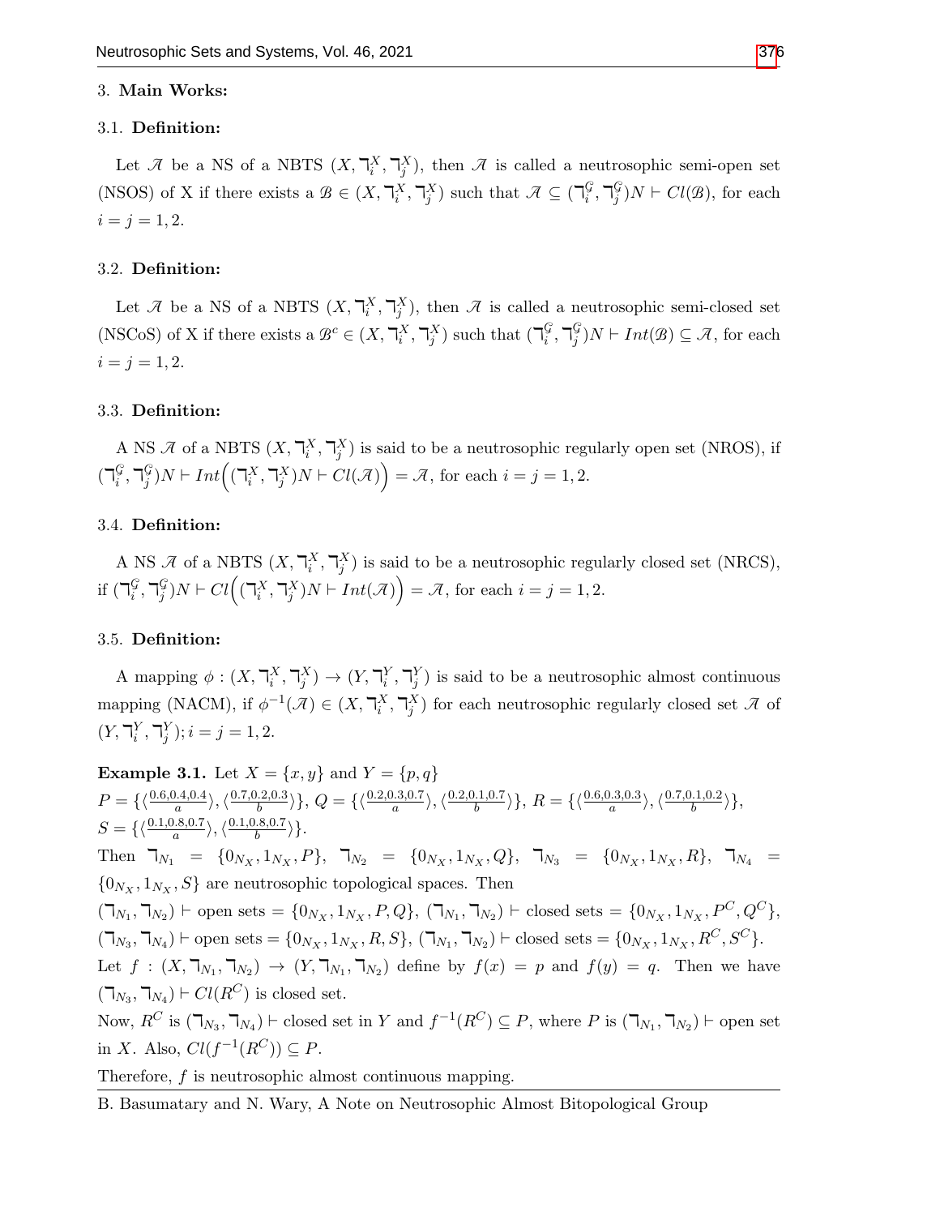## 3. Main Works:

### 3.1. Definition:

Let $\mathscr{A}$ be a NS of a NBTS $(X, \daleth_i^X, \daleth_j^X)$, then $\mathscr{A}$ is called a neutrosophic semi-open set (NSOS) of X if there exists a $\mathscr{B} \in (X, \daleth_i^X, \daleth_j^X)$ such that $\mathscr{A} \subseteq (\daleth_i^G, \daleth_j^G)N \vdash Cl(\mathscr{B})$, for each $i = j = 1, 2$.

### 3.2. Definition:

Let $\mathscr{A}$ be a NS of a NBTS $(X, \daleth_i^X, \daleth_j^X)$, then $\mathscr{A}$ is called a neutrosophic semi-closed set (NSCoS) of X if there exists a $\mathscr{B}^c \in (X, \daleth_i^X, \daleth_j^X)$ such that $(\daleth_i^G, \daleth_j^G)N \vdash Int(\mathscr{B}) \subseteq \mathscr{A}$, for each $i = j = 1, 2$.

### 3.3. Definition:

A NS $\mathscr{A}$ of a NBTS $(X, \daleth_i^X, \daleth_j^X)$ is said to be a neutrosophic regularly open set (NROS), if $(\daleth_i^G, \daleth_j^G)N \vdash Int\Big((\daleth_i^X, \daleth_j^X)N \vdash Cl(\mathscr{A})\Big) = \mathscr{A}$, for each $i = j = 1, 2$.

### 3.4. Definition:

A NS $\mathscr{A}$ of a NBTS $(X, \daleth_i^X, \daleth_j^X)$ is said to be a neutrosophic regularly closed set (NRCS), if $(\daleth_i^G, \daleth_j^G)N \vdash Cl\Big((\daleth_i^X, \daleth_j^X)N \vdash Int(\mathscr{A})\Big) = \mathscr{A}$, for each $i = j = 1, 2$.

### 3.5. Definition:

A mapping $\phi : (X, \daleth_i^X, \daleth_j^X) \to (Y, \daleth_i^Y, \daleth_j^Y)$ is said to be a neutrosophic almost continuous mapping (NACM), if $\phi^{-1}(\mathscr{A}) \in (X, \daleth_i^X, \daleth_j^X)$ for each neutrosophic regularly closed set $\mathscr{A}$ of $(Y, \daleth_i^Y, \daleth_j^Y); i = j = 1, 2$.

**Example 3.1.** Let $X = \{x, y\}$ and $Y = \{p, q\}$

$P = \{\langle\frac{0.6,0.4,0.4}{a}\rangle, \langle\frac{0.7,0.2,0.3}{b}\rangle\}$, $Q = \{\langle\frac{0.2,0.3,0.7}{a}\rangle, \langle\frac{0.2,0.1,0.7}{b}\rangle\}$, $R = \{\langle\frac{0.6,0.3,0.3}{a}\rangle, \langle\frac{0.7,0.1,0.2}{b}\rangle\}$, $S = \{\langle\frac{0.1,0.8,0.7}{a}\rangle, \langle\frac{0.1,0.8,0.7}{b}\rangle\}$.

Then $\daleth_{N_1} = \{0_{N_X}, 1_{N_X}, P\}$, $\daleth_{N_2} = \{0_{N_X}, 1_{N_X}, Q\}$, $\daleth_{N_3} = \{0_{N_X}, 1_{N_X}, R\}$, $\daleth_{N_4} = \{0_{N_X}, 1_{N_X}, S\}$ are neutrosophic topological spaces. Then

$(\daleth_{N_1}, \daleth_{N_2}) \vdash$ open sets $= \{0_{N_X}, 1_{N_X}, P, Q\}$, $(\daleth_{N_1}, \daleth_{N_2}) \vdash$ closed sets $= \{0_{N_X}, 1_{N_X}, P^C, Q^C\}$,

$(\daleth_{N_3}, \daleth_{N_4}) \vdash$ open sets $= \{0_{N_X}, 1_{N_X}, R, S\}$, $(\daleth_{N_1}, \daleth_{N_2}) \vdash$ closed sets $= \{0_{N_X}, 1_{N_X}, R^C, S^C\}$.

Let $f : (X, \daleth_{N_1}, \daleth_{N_2}) \to (Y, \daleth_{N_1}, \daleth_{N_2})$ define by $f(x) = p$ and $f(y) = q$. Then we have $(\daleth_{N_3}, \daleth_{N_4}) \vdash Cl(R^C)$ is closed set.

Now, $R^C$ is $(\daleth_{N_3}, \daleth_{N_4}) \vdash$ closed set in $Y$ and $f^{-1}(R^C) \subseteq P$, where $P$ is $(\daleth_{N_1}, \daleth_{N_2}) \vdash$ open set in $X$. Also, $Cl(f^{-1}(R^C)) \subseteq P$.

Therefore, $f$ is neutrosophic almost continuous mapping.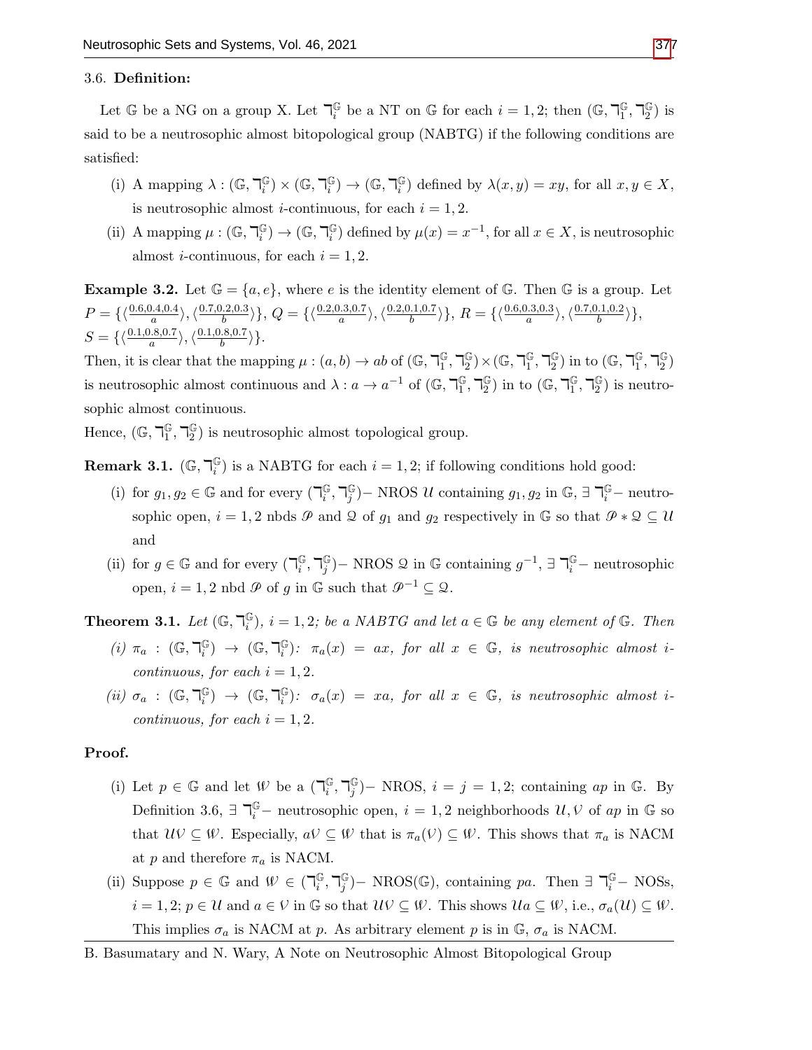3.6. **Definition:**

Let $\mathbb{G}$ be a NG on a group X. Let $\daleth_i^{\mathbb{G}}$ be a NT on $\mathbb{G}$ for each $i = 1, 2$; then $(\mathbb{G}, \daleth_1^{\mathbb{G}}, \daleth_2^{\mathbb{G}})$ is said to be a neutrosophic almost bitopological group (NABTG) if the following conditions are satisfied:

1. (i) A mapping $\lambda : (\mathbb{G}, \daleth_i^{\mathbb{G}}) \times (\mathbb{G}, \daleth_i^{\mathbb{G}}) \to (\mathbb{G}, \daleth_i^{\mathbb{G}})$ defined by $\lambda(x, y) = xy$, for all $x, y \in X$, is neutrosophic almost $i$-continuous, for each $i = 1, 2$.
2. (ii) A mapping $\mu : (\mathbb{G}, \daleth_i^{\mathbb{G}}) \to (\mathbb{G}, \daleth_i^{\mathbb{G}})$ defined by $\mu(x) = x^{-1}$, for all $x \in X$, is neutrosophic almost $i$-continuous, for each $i = 1, 2$.

**Example 3.2.** Let $\mathbb{G} = \{a, e\}$, where $e$ is the identity element of $\mathbb{G}$. Then $\mathbb{G}$ is a group. Let $P = \{\langle\frac{0.6,0.4,0.4}{a}\rangle, \langle\frac{0.7,0.2,0.3}{b}\rangle\}$, $Q = \{\langle\frac{0.2,0.3,0.7}{a}\rangle, \langle\frac{0.2,0.1,0.7}{b}\rangle\}$, $R = \{\langle\frac{0.6,0.3,0.3}{a}\rangle, \langle\frac{0.7,0.1,0.2}{b}\rangle\}$, $S = \{\langle\frac{0.1,0.8,0.7}{a}\rangle, \langle\frac{0.1,0.8,0.7}{b}\rangle\}$.
Then, it is clear that the mapping $\mu : (a, b) \to ab$ of $(\mathbb{G}, \daleth_1^{\mathbb{G}}, \daleth_2^{\mathbb{G}}) \times (\mathbb{G}, \daleth_1^{\mathbb{G}}, \daleth_2^{\mathbb{G}})$ in to $(\mathbb{G}, \daleth_1^{\mathbb{G}}, \daleth_2^{\mathbb{G}})$ is neutrosophic almost continuous and $\lambda : a \to a^{-1}$ of $(\mathbb{G}, \daleth_1^{\mathbb{G}}, \daleth_2^{\mathbb{G}})$ in to $(\mathbb{G}, \daleth_1^{\mathbb{G}}, \daleth_2^{\mathbb{G}})$ is neutrosophic almost continuous.
Hence, $(\mathbb{G}, \daleth_1^{\mathbb{G}}, \daleth_2^{\mathbb{G}})$ is neutrosophic almost topological group.

**Remark 3.1.** $(\mathbb{G}, \daleth_i^{\mathbb{G}})$ is a NABTG for each $i = 1, 2$; if following conditions hold good:

1. (i) for $g_1, g_2 \in \mathbb{G}$ and for every $(\daleth_i^{\mathbb{G}}, \daleth_j^{\mathbb{G}})-$ NROS $\mathcal{U}$ containing $g_1, g_2$ in $\mathbb{G}$, $\exists$ $\daleth_i^{\mathbb{G}}-$ neutrosophic open, $i = 1, 2$ nbds $\mathscr{P}$ and $\mathscr{Q}$ of $g_1$ and $g_2$ respectively in $\mathbb{G}$ so that $\mathscr{P} * \mathscr{Q} \subseteq \mathcal{U}$ and
2. (ii) for $g \in \mathbb{G}$ and for every $(\daleth_i^{\mathbb{G}}, \daleth_j^{\mathbb{G}})-$ NROS $\mathscr{Q}$ in $\mathbb{G}$ containing $g^{-1}$, $\exists$ $\daleth_i^{\mathbb{G}}-$ neutrosophic open, $i = 1, 2$ nbd $\mathscr{P}$ of $g$ in $\mathbb{G}$ such that $\mathscr{P}^{-1} \subseteq \mathscr{Q}$.

**Theorem 3.1.** *Let $(\mathbb{G}, \daleth_i^{\mathbb{G}})$, $i = 1, 2$; be a NABTG and let $a \in \mathbb{G}$ be any element of $\mathbb{G}$. Then*

1. *(i) $\pi_a : (\mathbb{G}, \daleth_i^{\mathbb{G}}) \to (\mathbb{G}, \daleth_i^{\mathbb{G}})$: $\pi_a(x) = ax$, for all $x \in \mathbb{G}$, is neutrosophic almost $i$-continuous, for each $i = 1, 2$.*
2. *(ii) $\sigma_a : (\mathbb{G}, \daleth_i^{\mathbb{G}}) \to (\mathbb{G}, \daleth_i^{\mathbb{G}})$: $\sigma_a(x) = xa$, for all $x \in \mathbb{G}$, is neutrosophic almost $i$-continuous, for each $i = 1, 2$.*

**Proof.**

1. (i) Let $p \in \mathbb{G}$ and let $\mathscr{W}$ be a $(\daleth_i^{\mathbb{G}}, \daleth_j^{\mathbb{G}})-$ NROS, $i = j = 1, 2$; containing $ap$ in $\mathbb{G}$. By Definition 3.6, $\exists$ $\daleth_i^{\mathbb{G}}-$ neutrosophic open, $i = 1, 2$ neighborhoods $\mathcal{U}, \mathcal{V}$ of $ap$ in $\mathbb{G}$ so that $\mathcal{U}\mathcal{V} \subseteq \mathscr{W}$. Especially, $a\mathcal{V} \subseteq \mathscr{W}$ that is $\pi_a(\mathcal{V}) \subseteq \mathscr{W}$. This shows that $\pi_a$ is NACM at $p$ and therefore $\pi_a$ is NACM.
2. (ii) Suppose $p \in \mathbb{G}$ and $\mathscr{W} \in (\daleth_i^{\mathbb{G}}, \daleth_j^{\mathbb{G}})-$ NROS$(\mathbb{G})$, containing $pa$. Then $\exists$ $\daleth_i^{\mathbb{G}}-$ NOSs, $i = 1, 2$; $p \in \mathcal{U}$ and $a \in \mathcal{V}$ in $\mathbb{G}$ so that $\mathcal{U}\mathcal{V} \subseteq \mathscr{W}$. This shows $\mathcal{U}a \subseteq \mathscr{W}$, i.e., $\sigma_a(\mathcal{U}) \subseteq \mathscr{W}$. This implies $\sigma_a$ is NACM at $p$. As arbitrary element $p$ is in $\mathbb{G}$, $\sigma_a$ is NACM.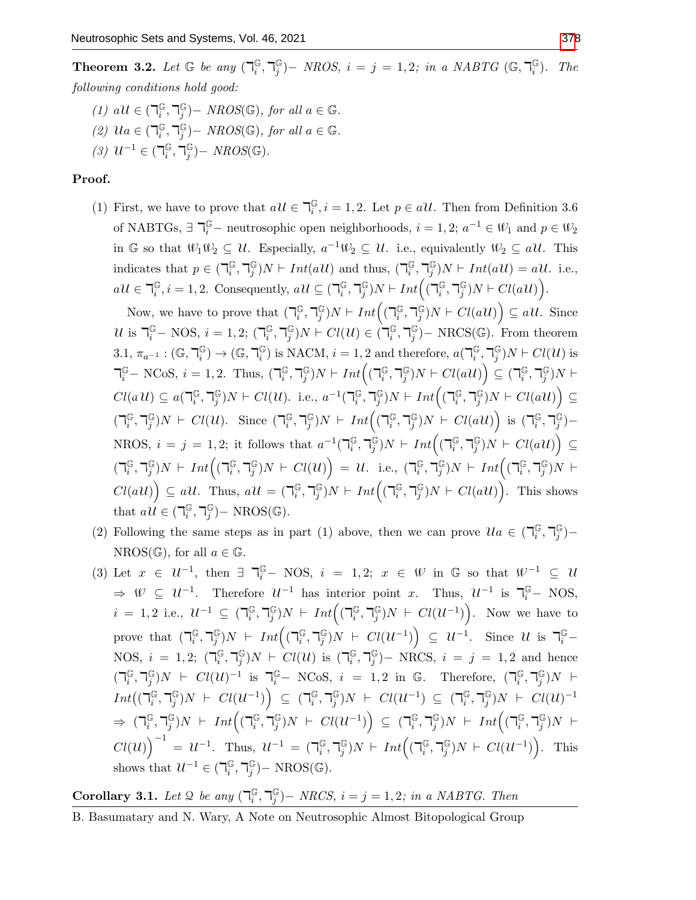**Theorem 3.2.** *Let $\mathbb{G}$ be any $(\urcorner_i^{\mathbb{G}}, \urcorner_j^{\mathbb{G}})-$ NROS, $i = j = 1, 2$; in a NABTG $(\mathbb{G}, \urcorner_i^{\mathbb{G}})$. The following conditions hold good:*

(1) $a\mathcal{U} \in (\urcorner_i^{\mathbb{G}}, \urcorner_j^{\mathbb{G}})-$ *NROS*$(\mathbb{G})$, *for all* $a \in \mathbb{G}$.

(2) $\mathcal{U}a \in (\urcorner_i^{\mathbb{G}}, \urcorner_j^{\mathbb{G}})-$ *NROS*$(\mathbb{G})$, *for all* $a \in \mathbb{G}$.

(3) $\mathcal{U}^{-1} \in (\urcorner_i^{\mathbb{G}}, \urcorner_j^{\mathbb{G}})-$ *NROS*$(\mathbb{G})$.

**Proof.**

(1) First, we have to prove that $a\mathcal{U} \in \urcorner_i^{\mathbb{G}}, i = 1, 2$. Let $p \in a\mathcal{U}$. Then from Definition 3.6 of NABTGs, $\exists$ $\urcorner_i^{\mathbb{G}}-$ neutrosophic open neighborhoods, $i = 1, 2$; $a^{-1} \in \mathscr{W}_1$ and $p \in \mathscr{W}_2$ in $\mathbb{G}$ so that $\mathscr{W}_1\mathscr{W}_2 \subseteq \mathcal{U}$. Especially, $a^{-1}\mathscr{W}_2 \subseteq \mathcal{U}$. i.e., equivalently $\mathscr{W}_2 \subseteq a\mathcal{U}$. This indicates that $p \in (\urcorner_i^{\mathbb{G}}, \urcorner_j^{\mathbb{G}})N \vdash Int(a\mathcal{U})$ and thus, $(\urcorner_i^{\mathbb{G}}, \urcorner_j^{\mathbb{G}})N \vdash Int(a\mathcal{U}) = a\mathcal{U}$. i.e., $a\mathcal{U} \in \urcorner_i^{\mathbb{G}}, i = 1, 2$. Consequently, $a\mathcal{U} \subseteq (\urcorner_i^{\mathbb{G}}, \urcorner_j^{\mathbb{G}})N \vdash Int\Big((\urcorner_i^{\mathbb{G}}, \urcorner_j^{\mathbb{G}})N \vdash Cl(a\mathcal{U})\Big)$.

Now, we have to prove that $(\urcorner_i^{\mathbb{G}}, \urcorner_j^{\mathbb{G}})N \vdash Int\Big((\urcorner_i^{\mathbb{G}}, \urcorner_j^{\mathbb{G}})N \vdash Cl(a\mathcal{U})\Big) \subseteq a\mathcal{U}$. Since $\mathcal{U}$ is $\urcorner_i^{\mathbb{G}}-$ NOS, $i = 1, 2$; $(\urcorner_i^{\mathbb{G}}, \urcorner_j^{\mathbb{G}})N \vdash Cl(\mathcal{U}) \in (\urcorner_i^{\mathbb{G}}, \urcorner_j^{\mathbb{G}})-$ NRCS$(\mathbb{G})$. From theorem 3.1, $\pi_{a^{-1}} : (\mathbb{G}, \urcorner_i^{\mathbb{G}}) \to (\mathbb{G}, \urcorner_i^{\mathbb{G}})$ is NACM, $i = 1, 2$ and therefore, $a(\urcorner_i^{\mathbb{G}}, \urcorner_j^{\mathbb{G}})N \vdash Cl(\mathcal{U})$ is $\urcorner_i^{\mathbb{G}}-$ NCoS, $i = 1, 2$. Thus, $(\urcorner_i^{\mathbb{G}}, \urcorner_j^{\mathbb{G}})N \vdash Int\Big((\urcorner_i^{\mathbb{G}}, \urcorner_j^{\mathbb{G}})N \vdash Cl(a\mathcal{U})\Big) \subseteq (\urcorner_i^{\mathbb{G}}, \urcorner_j^{\mathbb{G}})N \vdash Cl(a\mathcal{U}) \subseteq a(\urcorner_i^{\mathbb{G}}, \urcorner_j^{\mathbb{G}})N \vdash Cl(\mathcal{U})$. i.e., $a^{-1}(\urcorner_i^{\mathbb{G}}, \urcorner_j^{\mathbb{G}})N \vdash Int\Big((\urcorner_i^{\mathbb{G}}, \urcorner_j^{\mathbb{G}})N \vdash Cl(a\mathcal{U})\Big) \subseteq (\urcorner_i^{\mathbb{G}}, \urcorner_j^{\mathbb{G}})N \vdash Cl(\mathcal{U})$. Since $(\urcorner_i^{\mathbb{G}}, \urcorner_j^{\mathbb{G}})N \vdash Int\Big((\urcorner_i^{\mathbb{G}}, \urcorner_j^{\mathbb{G}})N \vdash Cl(a\mathcal{U})\Big)$ is $(\urcorner_i^{\mathbb{G}}, \urcorner_j^{\mathbb{G}})-$ NROS, $i = j = 1, 2$; it follows that $a^{-1}(\urcorner_i^{\mathbb{G}}, \urcorner_j^{\mathbb{G}})N \vdash Int\Big((\urcorner_i^{\mathbb{G}}, \urcorner_j^{\mathbb{G}})N \vdash Cl(a\mathcal{U})\Big) \subseteq (\urcorner_i^{\mathbb{G}}, \urcorner_j^{\mathbb{G}})N \vdash Int\Big((\urcorner_i^{\mathbb{G}}, \urcorner_j^{\mathbb{G}})N \vdash Cl(\mathcal{U})\Big) = \mathcal{U}$. i.e., $(\urcorner_i^{\mathbb{G}}, \urcorner_j^{\mathbb{G}})N \vdash Int\Big((\urcorner_i^{\mathbb{G}}, \urcorner_j^{\mathbb{G}})N \vdash Cl(a\mathcal{U})\Big) \subseteq a\mathcal{U}$. Thus, $a\mathcal{U} = (\urcorner_i^{\mathbb{G}}, \urcorner_j^{\mathbb{G}})N \vdash Int\Big((\urcorner_i^{\mathbb{G}}, \urcorner_j^{\mathbb{G}})N \vdash Cl(a\mathcal{U})\Big)$. This shows that $a\mathcal{U} \in (\urcorner_i^{\mathbb{G}}, \urcorner_j^{\mathbb{G}})-$ NROS$(\mathbb{G})$.

(2) Following the same steps as in part (1) above, then we can prove $\mathcal{U}a \in (\urcorner_i^{\mathbb{G}}, \urcorner_j^{\mathbb{G}})-$ NROS$(\mathbb{G})$, for all $a \in \mathbb{G}$.

(3) Let $x \in \mathcal{U}^{-1}$, then $\exists$ $\urcorner_i^{\mathbb{G}}-$ NOS, $i = 1, 2$; $x \in \mathscr{W}$ in $\mathbb{G}$ so that $\mathscr{W}^{-1} \subseteq \mathcal{U}$ $\Rightarrow \mathscr{W} \subseteq \mathcal{U}^{-1}$. Therefore $\mathcal{U}^{-1}$ has interior point $x$. Thus, $\mathcal{U}^{-1}$ is $\urcorner_i^{\mathbb{G}}-$ NOS, $i = 1, 2$ i.e., $\mathcal{U}^{-1} \subseteq (\urcorner_i^{\mathbb{G}}, \urcorner_j^{\mathbb{G}})N \vdash Int\Big((\urcorner_i^{\mathbb{G}}, \urcorner_j^{\mathbb{G}})N \vdash Cl(\mathcal{U}^{-1})\Big)$. Now we have to prove that $(\urcorner_i^{\mathbb{G}}, \urcorner_j^{\mathbb{G}})N \vdash Int\Big((\urcorner_i^{\mathbb{G}}, \urcorner_j^{\mathbb{G}})N \vdash Cl(\mathcal{U}^{-1})\Big) \subseteq \mathcal{U}^{-1}$. Since $\mathcal{U}$ is $\urcorner_i^{\mathbb{G}}-$ NOS, $i = 1, 2$; $(\urcorner_i^{\mathbb{G}}, \urcorner_j^{\mathbb{G}})N \vdash Cl(\mathcal{U})$ is $(\urcorner_i^{\mathbb{G}}, \urcorner_j^{\mathbb{G}})-$ NRCS, $i = j = 1, 2$ and hence $(\urcorner_i^{\mathbb{G}}, \urcorner_j^{\mathbb{G}})N \vdash Cl(\mathcal{U})^{-1}$ is $\urcorner_i^{\mathbb{G}}-$ NCoS, $i = 1, 2$ in $\mathbb{G}$. Therefore, $(\urcorner_i^{\mathbb{G}}, \urcorner_j^{\mathbb{G}})N \vdash Int\big((\urcorner_i^{\mathbb{G}}, \urcorner_j^{\mathbb{G}})N \vdash Cl(\mathcal{U}^{-1})\big) \subseteq (\urcorner_i^{\mathbb{G}}, \urcorner_j^{\mathbb{G}})N \vdash Cl(\mathcal{U}^{-1}) \subseteq (\urcorner_i^{\mathbb{G}}, \urcorner_j^{\mathbb{G}})N \vdash Cl(\mathcal{U})^{-1}$ $\Rightarrow (\urcorner_i^{\mathbb{G}}, \urcorner_j^{\mathbb{G}})N \vdash Int\Big((\urcorner_i^{\mathbb{G}}, \urcorner_j^{\mathbb{G}})N \vdash Cl(\mathcal{U}^{-1})\Big) \subseteq (\urcorner_i^{\mathbb{G}}, \urcorner_j^{\mathbb{G}})N \vdash Int\Big((\urcorner_i^{\mathbb{G}}, \urcorner_j^{\mathbb{G}})N \vdash Cl(\mathcal{U})\Big)^{-1} = \mathcal{U}^{-1}$. Thus, $\mathcal{U}^{-1} = (\urcorner_i^{\mathbb{G}}, \urcorner_j^{\mathbb{G}})N \vdash Int\Big((\urcorner_i^{\mathbb{G}}, \urcorner_j^{\mathbb{G}})N \vdash Cl(\mathcal{U}^{-1})\Big)$. This shows that $\mathcal{U}^{-1} \in (\urcorner_i^{\mathbb{G}}, \urcorner_j^{\mathbb{G}})-$ NROS$(\mathbb{G})$.

**Corollary 3.1.** *Let $\mathcal{Q}$ be any $(\urcorner_i^{\mathbb{G}}, \urcorner_j^{\mathbb{G}})-$ NRCS, $i = j = 1, 2$; in a NABTG. Then*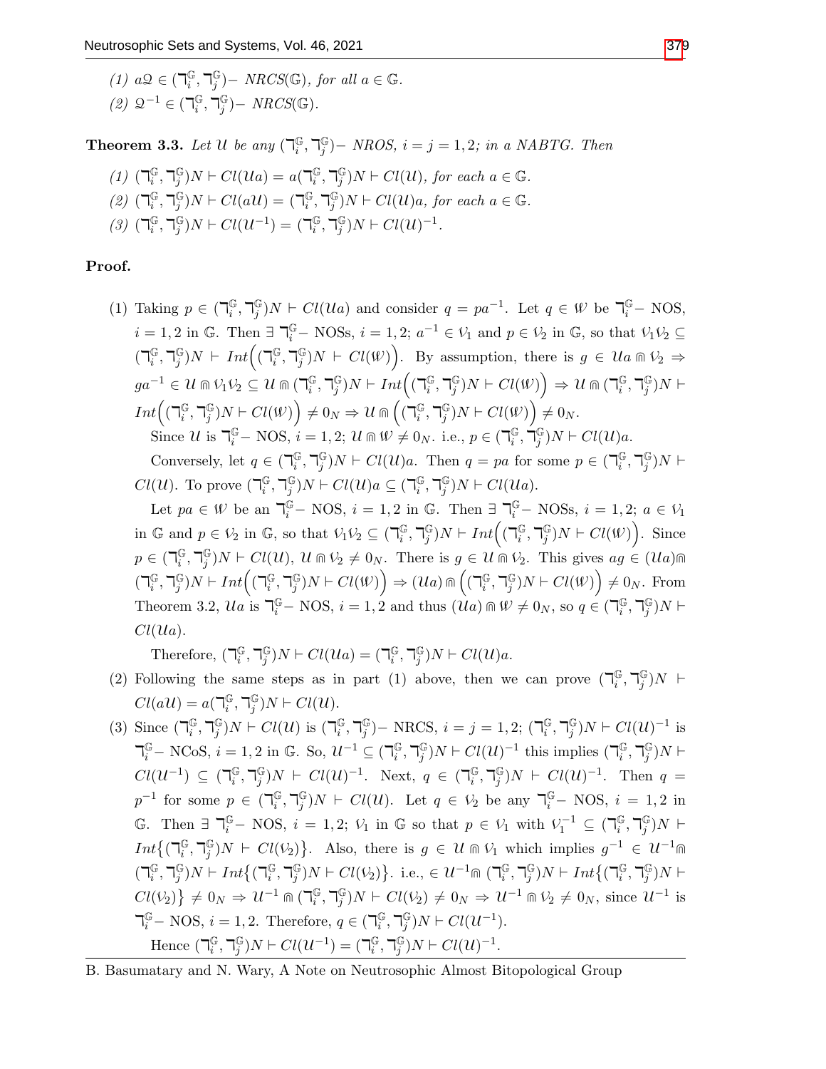(1) $a\mathcal{Q} \in (\daleth_i^{\mathbb{G}}, \daleth_j^{\mathbb{G}})-$ $NRCS(\mathbb{G})$, *for all* $a \in \mathbb{G}$.

(2) $\mathcal{Q}^{-1} \in (\daleth_i^{\mathbb{G}}, \daleth_j^{\mathbb{G}})-$ $NRCS(\mathbb{G})$.

**Theorem 3.3.** *Let* $\mathcal{U}$ *be any* $(\daleth_i^{\mathbb{G}}, \daleth_j^{\mathbb{G}})-$ *NROS*, $i = j = 1, 2$; *in a NABTG. Then*

(1) $(\daleth_i^{\mathbb{G}}, \daleth_j^{\mathbb{G}})N \vdash Cl(\mathcal{U}a) = a(\daleth_i^{\mathbb{G}}, \daleth_j^{\mathbb{G}})N \vdash Cl(\mathcal{U})$, *for each* $a \in \mathbb{G}$.

(2) $(\daleth_i^{\mathbb{G}}, \daleth_j^{\mathbb{G}})N \vdash Cl(a\mathcal{U}) = (\daleth_i^{\mathbb{G}}, \daleth_j^{\mathbb{G}})N \vdash Cl(\mathcal{U})a$, *for each* $a \in \mathbb{G}$.

(3) $(\daleth_i^{\mathbb{G}}, \daleth_j^{\mathbb{G}})N \vdash Cl(\mathcal{U}^{-1}) = (\daleth_i^{\mathbb{G}}, \daleth_j^{\mathbb{G}})N \vdash Cl(\mathcal{U})^{-1}$.

**Proof.**

(1) Taking $p \in (\daleth_i^{\mathbb{G}}, \daleth_j^{\mathbb{G}})N \vdash Cl(\mathcal{U}a)$ and consider $q = pa^{-1}$. Let $q \in \mathcal{W}$ be $\daleth_i^{\mathbb{G}}-$ NOS, $i = 1, 2$ in $\mathbb{G}$. Then $\exists$ $\daleth_i^{\mathbb{G}}-$ NOSs, $i = 1, 2$; $a^{-1} \in \mathcal{V}_1$ and $p \in \mathcal{V}_2$ in $\mathbb{G}$, so that $\mathcal{V}_1\mathcal{V}_2 \subseteq (\daleth_i^{\mathbb{G}}, \daleth_j^{\mathbb{G}})N \vdash Int\Big((\daleth_i^{\mathbb{G}}, \daleth_j^{\mathbb{G}})N \vdash Cl(\mathcal{W})\Big)$. By assumption, there is $g \in \mathcal{U}a \Cap \mathcal{V}_2 \Rightarrow ga^{-1} \in \mathcal{U} \Cap \mathcal{V}_1\mathcal{V}_2 \subseteq \mathcal{U} \Cap (\daleth_i^{\mathbb{G}}, \daleth_j^{\mathbb{G}})N \vdash Int\Big((\daleth_i^{\mathbb{G}}, \daleth_j^{\mathbb{G}})N \vdash Cl(\mathcal{W})\Big) \Rightarrow \mathcal{U} \Cap (\daleth_i^{\mathbb{G}}, \daleth_j^{\mathbb{G}})N \vdash Int\Big((\daleth_i^{\mathbb{G}}, \daleth_j^{\mathbb{G}})N \vdash Cl(\mathcal{W})\Big) \neq 0_N \Rightarrow \mathcal{U} \Cap \Big((\daleth_i^{\mathbb{G}}, \daleth_j^{\mathbb{G}})N \vdash Cl(\mathcal{W})\Big) \neq 0_N$.

Since $\mathcal{U}$ is $\daleth_i^{\mathbb{G}}-$ NOS, $i = 1, 2$; $\mathcal{U} \Cap \mathcal{W} \neq 0_N$. i.e., $p \in (\daleth_i^{\mathbb{G}}, \daleth_j^{\mathbb{G}})N \vdash Cl(\mathcal{U})a$.

Conversely, let $q \in (\daleth_i^{\mathbb{G}}, \daleth_j^{\mathbb{G}})N \vdash Cl(\mathcal{U})a$. Then $q = pa$ for some $p \in (\daleth_i^{\mathbb{G}}, \daleth_j^{\mathbb{G}})N \vdash Cl(\mathcal{U})$. To prove $(\daleth_i^{\mathbb{G}}, \daleth_j^{\mathbb{G}})N \vdash Cl(\mathcal{U})a \subseteq (\daleth_i^{\mathbb{G}}, \daleth_j^{\mathbb{G}})N \vdash Cl(\mathcal{U}a)$.

Let $pa \in \mathcal{W}$ be an $\daleth_i^{\mathbb{G}}-$ NOS, $i = 1, 2$ in $\mathbb{G}$. Then $\exists$ $\daleth_i^{\mathbb{G}}-$ NOSs, $i = 1, 2$; $a \in \mathcal{V}_1$ in $\mathbb{G}$ and $p \in \mathcal{V}_2$ in $\mathbb{G}$, so that $\mathcal{V}_1\mathcal{V}_2 \subseteq (\daleth_i^{\mathbb{G}}, \daleth_j^{\mathbb{G}})N \vdash Int\Big((\daleth_i^{\mathbb{G}}, \daleth_j^{\mathbb{G}})N \vdash Cl(\mathcal{W})\Big)$. Since $p \in (\daleth_i^{\mathbb{G}}, \daleth_j^{\mathbb{G}})N \vdash Cl(\mathcal{U})$, $\mathcal{U} \Cap \mathcal{V}_2 \neq 0_N$. There is $g \in \mathcal{U} \Cap \mathcal{V}_2$. This gives $ag \in (\mathcal{U}a) \Cap (\daleth_i^{\mathbb{G}}, \daleth_j^{\mathbb{G}})N \vdash Int\Big((\daleth_i^{\mathbb{G}}, \daleth_j^{\mathbb{G}})N \vdash Cl(\mathcal{W})\Big) \Rightarrow (\mathcal{U}a) \Cap \Big((\daleth_i^{\mathbb{G}}, \daleth_j^{\mathbb{G}})N \vdash Cl(\mathcal{W})\Big) \neq 0_N$. From Theorem 3.2, $\mathcal{U}a$ is $\daleth_i^{\mathbb{G}}-$ NOS, $i = 1, 2$ and thus $(\mathcal{U}a) \Cap \mathcal{W} \neq 0_N$, so $q \in (\daleth_i^{\mathbb{G}}, \daleth_j^{\mathbb{G}})N \vdash Cl(\mathcal{U}a)$.

Therefore, $(\daleth_i^{\mathbb{G}}, \daleth_j^{\mathbb{G}})N \vdash Cl(\mathcal{U}a) = (\daleth_i^{\mathbb{G}}, \daleth_j^{\mathbb{G}})N \vdash Cl(\mathcal{U})a$.

(2) Following the same steps as in part (1) above, then we can prove $(\daleth_i^{\mathbb{G}}, \daleth_j^{\mathbb{G}})N \vdash Cl(a\mathcal{U}) = a(\daleth_i^{\mathbb{G}}, \daleth_j^{\mathbb{G}})N \vdash Cl(\mathcal{U})$.

(3) Since $(\daleth_i^{\mathbb{G}}, \daleth_j^{\mathbb{G}})N \vdash Cl(\mathcal{U})$ is $(\daleth_i^{\mathbb{G}}, \daleth_j^{\mathbb{G}})-$ NRCS, $i = j = 1, 2$; $(\daleth_i^{\mathbb{G}}, \daleth_j^{\mathbb{G}})N \vdash Cl(\mathcal{U})^{-1}$ is $\daleth_i^{\mathbb{G}}-$ NCoS, $i = 1, 2$ in $\mathbb{G}$. So, $\mathcal{U}^{-1} \subseteq (\daleth_i^{\mathbb{G}}, \daleth_j^{\mathbb{G}})N \vdash Cl(\mathcal{U})^{-1}$ this implies $(\daleth_i^{\mathbb{G}}, \daleth_j^{\mathbb{G}})N \vdash Cl(\mathcal{U}^{-1}) \subseteq (\daleth_i^{\mathbb{G}}, \daleth_j^{\mathbb{G}})N \vdash Cl(\mathcal{U})^{-1}$. Next, $q \in (\daleth_i^{\mathbb{G}}, \daleth_j^{\mathbb{G}})N \vdash Cl(\mathcal{U})^{-1}$. Then $q = p^{-1}$ for some $p \in (\daleth_i^{\mathbb{G}}, \daleth_j^{\mathbb{G}})N \vdash Cl(\mathcal{U})$. Let $q \in \mathcal{V}_2$ be any $\daleth_i^{\mathbb{G}}-$ NOS, $i = 1, 2$ in $\mathbb{G}$. Then $\exists$ $\daleth_i^{\mathbb{G}}-$ NOS, $i = 1, 2$; $\mathcal{V}_1$ in $\mathbb{G}$ so that $p \in \mathcal{V}_1$ with $\mathcal{V}_1^{-1} \subseteq (\daleth_i^{\mathbb{G}}, \daleth_j^{\mathbb{G}})N \vdash Int\{(\daleth_i^{\mathbb{G}}, \daleth_j^{\mathbb{G}})N \vdash Cl(\mathcal{V}_2)\}$. Also, there is $g \in \mathcal{U} \Cap \mathcal{V}_1$ which implies $g^{-1} \in \mathcal{U}^{-1} \Cap (\daleth_i^{\mathbb{G}}, \daleth_j^{\mathbb{G}})N \vdash Int\{(\daleth_i^{\mathbb{G}}, \daleth_j^{\mathbb{G}})N \vdash Cl(\mathcal{V}_2)\}$. i.e., $\in \mathcal{U}^{-1} \Cap (\daleth_i^{\mathbb{G}}, \daleth_j^{\mathbb{G}})N \vdash Int\{(\daleth_i^{\mathbb{G}}, \daleth_j^{\mathbb{G}})N \vdash Cl(\mathcal{V}_2)\} \neq 0_N \Rightarrow \mathcal{U}^{-1} \Cap (\daleth_i^{\mathbb{G}}, \daleth_j^{\mathbb{G}})N \vdash Cl(\mathcal{V}_2) \neq 0_N \Rightarrow \mathcal{U}^{-1} \Cap \mathcal{V}_2 \neq 0_N$, since $\mathcal{U}^{-1}$ is $\daleth_i^{\mathbb{G}}-$ NOS, $i = 1, 2$. Therefore, $q \in (\daleth_i^{\mathbb{G}}, \daleth_j^{\mathbb{G}})N \vdash Cl(\mathcal{U}^{-1})$.

Hence $(\daleth_i^{\mathbb{G}}, \daleth_j^{\mathbb{G}})N \vdash Cl(\mathcal{U}^{-1}) = (\daleth_i^{\mathbb{G}}, \daleth_j^{\mathbb{G}})N \vdash Cl(\mathcal{U})^{-1}$.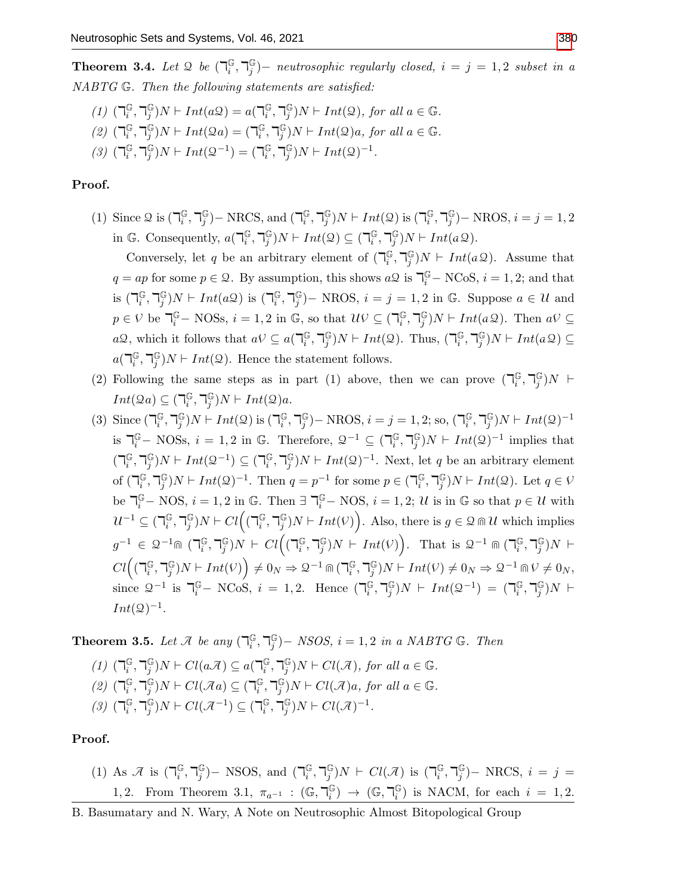**Theorem 3.4.** *Let $\mathcal{Q}$ be $(\daleth_i^{\mathbb{G}}, \daleth_j^{\mathbb{G}})-$ neutrosophic regularly closed, $i = j = 1, 2$ subset in a NABTG $\mathbb{G}$. Then the following statements are satisfied:*

*(1) $(\daleth_i^{\mathbb{G}}, \daleth_j^{\mathbb{G}})N \vdash Int(a\mathcal{Q}) = a(\daleth_i^{\mathbb{G}}, \daleth_j^{\mathbb{G}})N \vdash Int(\mathcal{Q})$, for all $a \in \mathbb{G}$.*

*(2) $(\daleth_i^{\mathbb{G}}, \daleth_j^{\mathbb{G}})N \vdash Int(\mathcal{Q}a) = (\daleth_i^{\mathbb{G}}, \daleth_j^{\mathbb{G}})N \vdash Int(\mathcal{Q})a$, for all $a \in \mathbb{G}$.*

*(3) $(\daleth_i^{\mathbb{G}}, \daleth_j^{\mathbb{G}})N \vdash Int(\mathcal{Q}^{-1}) = (\daleth_i^{\mathbb{G}}, \daleth_j^{\mathbb{G}})N \vdash Int(\mathcal{Q})^{-1}$.*

**Proof.**

(1) Since $\mathcal{Q}$ is $(\daleth_i^{\mathbb{G}}, \daleth_j^{\mathbb{G}})-$ NRCS, and $(\daleth_i^{\mathbb{G}}, \daleth_j^{\mathbb{G}})N \vdash Int(\mathcal{Q})$ is $(\daleth_i^{\mathbb{G}}, \daleth_j^{\mathbb{G}})-$ NROS, $i = j = 1, 2$ in $\mathbb{G}$. Consequently, $a(\daleth_i^{\mathbb{G}}, \daleth_j^{\mathbb{G}})N \vdash Int(\mathcal{Q}) \subseteq (\daleth_i^{\mathbb{G}}, \daleth_j^{\mathbb{G}})N \vdash Int(a\mathcal{Q})$.

Conversely, let $q$ be an arbitrary element of $(\daleth_i^{\mathbb{G}}, \daleth_j^{\mathbb{G}})N \vdash Int(a\mathcal{Q})$. Assume that $q = ap$ for some $p \in \mathcal{Q}$. By assumption, this shows $a\mathcal{Q}$ is $\daleth_i^{\mathbb{G}}-$ NCoS, $i = 1, 2$; and that is $(\daleth_i^{\mathbb{G}}, \daleth_j^{\mathbb{G}})N \vdash Int(a\mathcal{Q})$ is $(\daleth_i^{\mathbb{G}}, \daleth_j^{\mathbb{G}})-$ NROS, $i = j = 1, 2$ in $\mathbb{G}$. Suppose $a \in \mathcal{U}$ and $p \in \mathcal{V}$ be $\daleth_i^{\mathbb{G}}-$ NOSs, $i = 1, 2$ in $\mathbb{G}$, so that $\mathcal{U}\mathcal{V} \subseteq (\daleth_i^{\mathbb{G}}, \daleth_j^{\mathbb{G}})N \vdash Int(a\mathcal{Q})$. Then $a\mathcal{V} \subseteq a\mathcal{Q}$, which it follows that $a\mathcal{V} \subseteq a(\daleth_i^{\mathbb{G}}, \daleth_j^{\mathbb{G}})N \vdash Int(\mathcal{Q})$. Thus, $(\daleth_i^{\mathbb{G}}, \daleth_j^{\mathbb{G}})N \vdash Int(a\mathcal{Q}) \subseteq a(\daleth_i^{\mathbb{G}}, \daleth_j^{\mathbb{G}})N \vdash Int(\mathcal{Q})$. Hence the statement follows.

(2) Following the same steps as in part (1) above, then we can prove $(\daleth_i^{\mathbb{G}}, \daleth_j^{\mathbb{G}})N \vdash Int(\mathcal{Q}a) \subseteq (\daleth_i^{\mathbb{G}}, \daleth_j^{\mathbb{G}})N \vdash Int(\mathcal{Q})a$.

(3) Since $(\daleth_i^{\mathbb{G}}, \daleth_j^{\mathbb{G}})N \vdash Int(\mathcal{Q})$ is $(\daleth_i^{\mathbb{G}}, \daleth_j^{\mathbb{G}})-$ NROS, $i = j = 1, 2$; so, $(\daleth_i^{\mathbb{G}}, \daleth_j^{\mathbb{G}})N \vdash Int(\mathcal{Q})^{-1}$ is $\daleth_i^{\mathbb{G}}-$ NOSs, $i = 1, 2$ in $\mathbb{G}$. Therefore, $\mathcal{Q}^{-1} \subseteq (\daleth_i^{\mathbb{G}}, \daleth_j^{\mathbb{G}})N \vdash Int(\mathcal{Q})^{-1}$ implies that $(\daleth_i^{\mathbb{G}}, \daleth_j^{\mathbb{G}})N \vdash Int(\mathcal{Q}^{-1}) \subseteq (\daleth_i^{\mathbb{G}}, \daleth_j^{\mathbb{G}})N \vdash Int(\mathcal{Q})^{-1}$. Next, let $q$ be an arbitrary element of $(\daleth_i^{\mathbb{G}}, \daleth_j^{\mathbb{G}})N \vdash Int(\mathcal{Q})^{-1}$. Then $q = p^{-1}$ for some $p \in (\daleth_i^{\mathbb{G}}, \daleth_j^{\mathbb{G}})N \vdash Int(\mathcal{Q})$. Let $q \in \mathcal{V}$ be $\daleth_i^{\mathbb{G}}-$ NOS, $i = 1, 2$ in $\mathbb{G}$. Then $\exists$ $\daleth_i^{\mathbb{G}}-$ NOS, $i = 1, 2$; $\mathcal{U}$ is in $\mathbb{G}$ so that $p \in \mathcal{U}$ with $\mathcal{U}^{-1} \subseteq (\daleth_i^{\mathbb{G}}, \daleth_j^{\mathbb{G}})N \vdash Cl\Big((\daleth_i^{\mathbb{G}}, \daleth_j^{\mathbb{G}})N \vdash Int(\mathcal{V})\Big)$. Also, there is $g \in \mathcal{Q} \Cap \mathcal{U}$ which implies $g^{-1} \in \mathcal{Q}^{-1} \Cap (\daleth_i^{\mathbb{G}}, \daleth_j^{\mathbb{G}})N \vdash Cl\Big((\daleth_i^{\mathbb{G}}, \daleth_j^{\mathbb{G}})N \vdash Int(\mathcal{V})\Big)$. That is $\mathcal{Q}^{-1} \Cap (\daleth_i^{\mathbb{G}}, \daleth_j^{\mathbb{G}})N \vdash Cl\Big((\daleth_i^{\mathbb{G}}, \daleth_j^{\mathbb{G}})N \vdash Int(\mathcal{V})\Big) \neq 0_N \Rightarrow \mathcal{Q}^{-1} \Cap (\daleth_i^{\mathbb{G}}, \daleth_j^{\mathbb{G}})N \vdash Int(\mathcal{V}) \neq 0_N \Rightarrow \mathcal{Q}^{-1} \Cap \mathcal{V} \neq 0_N$, since $\mathcal{Q}^{-1}$ is $\daleth_i^{\mathbb{G}}-$ NCoS, $i = 1, 2$. Hence $(\daleth_i^{\mathbb{G}}, \daleth_j^{\mathbb{G}})N \vdash Int(\mathcal{Q}^{-1}) = (\daleth_i^{\mathbb{G}}, \daleth_j^{\mathbb{G}})N \vdash Int(\mathcal{Q})^{-1}$.

**Theorem 3.5.** *Let $\mathcal{A}$ be any $(\daleth_i^{\mathbb{G}}, \daleth_j^{\mathbb{G}})-$ NSOS, $i = 1, 2$ in a NABTG $\mathbb{G}$. Then*

*(1) $(\daleth_i^{\mathbb{G}}, \daleth_j^{\mathbb{G}})N \vdash Cl(a\mathcal{A}) \subseteq a(\daleth_i^{\mathbb{G}}, \daleth_j^{\mathbb{G}})N \vdash Cl(\mathcal{A})$, for all $a \in \mathbb{G}$.*

*(2) $(\daleth_i^{\mathbb{G}}, \daleth_j^{\mathbb{G}})N \vdash Cl(\mathcal{A}a) \subseteq (\daleth_i^{\mathbb{G}}, \daleth_j^{\mathbb{G}})N \vdash Cl(\mathcal{A})a$, for all $a \in \mathbb{G}$.*

*(3) $(\daleth_i^{\mathbb{G}}, \daleth_j^{\mathbb{G}})N \vdash Cl(\mathcal{A}^{-1}) \subseteq (\daleth_i^{\mathbb{G}}, \daleth_j^{\mathbb{G}})N \vdash Cl(\mathcal{A})^{-1}$.*

**Proof.**

(1) As $\mathcal{A}$ is $(\daleth_i^{\mathbb{G}}, \daleth_j^{\mathbb{G}})-$ NSOS, and $(\daleth_i^{\mathbb{G}}, \daleth_j^{\mathbb{G}})N \vdash Cl(\mathcal{A})$ is $(\daleth_i^{\mathbb{G}}, \daleth_j^{\mathbb{G}})-$ NRCS, $i = j = 1, 2$. From Theorem 3.1, $\pi_{a^{-1}} : (\mathbb{G}, \daleth_i^{\mathbb{G}}) \to (\mathbb{G}, \daleth_i^{\mathbb{G}})$ is NACM, for each $i = 1, 2$.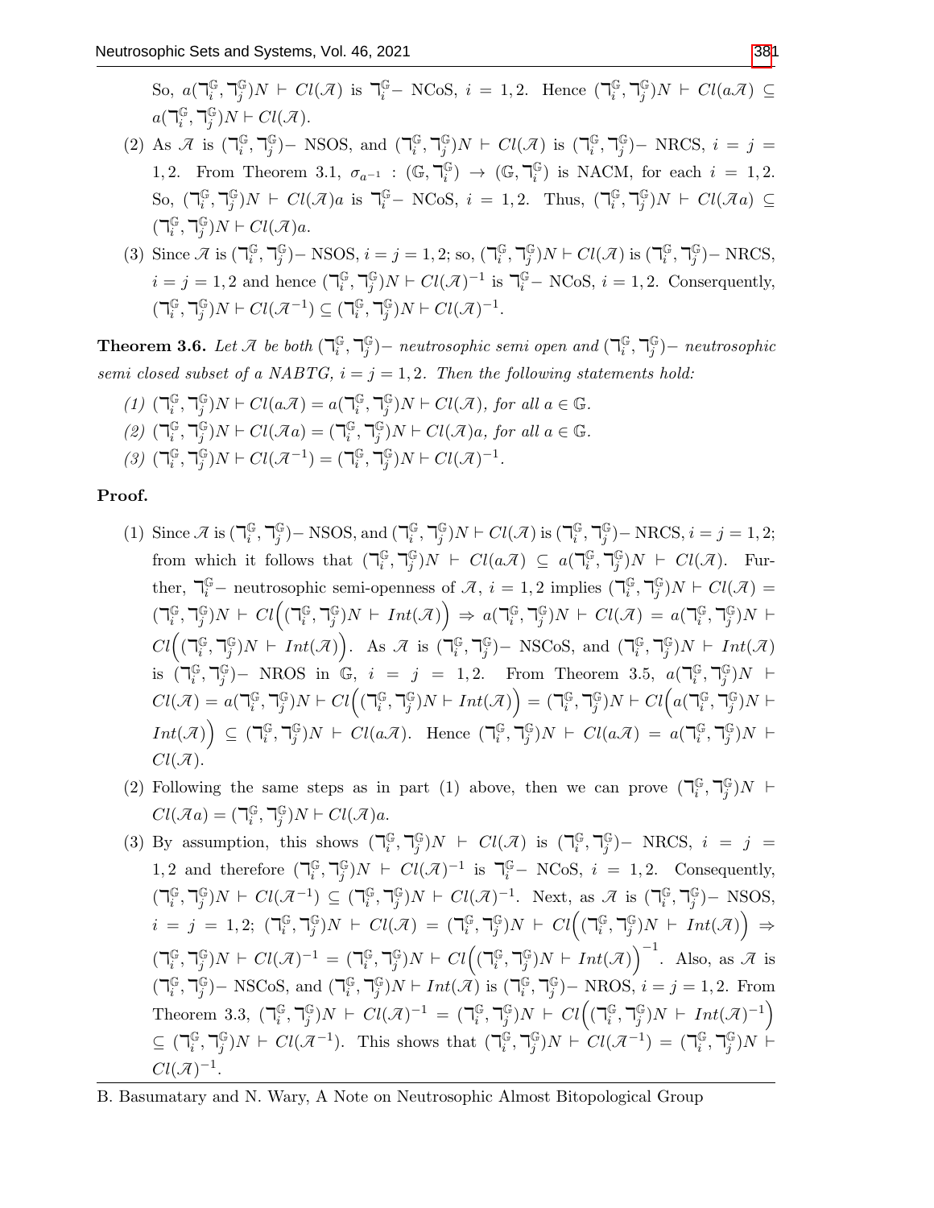So, $a(\daleth_i^{\mathbb{G}}, \daleth_j^{\mathbb{G}})N \vdash Cl(\mathcal{A})$ is $\daleth_i^{\mathbb{G}}-$ NCoS, $i = 1, 2$. Hence $(\daleth_i^{\mathbb{G}}, \daleth_j^{\mathbb{G}})N \vdash Cl(a\mathcal{A}) \subseteq a(\daleth_i^{\mathbb{G}}, \daleth_j^{\mathbb{G}})N \vdash Cl(\mathcal{A})$.

(2) As $\mathcal{A}$ is $(\daleth_i^{\mathbb{G}}, \daleth_j^{\mathbb{G}})-$ NSOS, and $(\daleth_i^{\mathbb{G}}, \daleth_j^{\mathbb{G}})N \vdash Cl(\mathcal{A})$ is $(\daleth_i^{\mathbb{G}}, \daleth_j^{\mathbb{G}})-$ NRCS, $i = j = 1, 2$. From Theorem 3.1, $\sigma_{a^{-1}} : (\mathbb{G}, \daleth_i^{\mathbb{G}}) \to (\mathbb{G}, \daleth_i^{\mathbb{G}})$ is NACM, for each $i = 1, 2$. So, $(\daleth_i^{\mathbb{G}}, \daleth_j^{\mathbb{G}})N \vdash Cl(\mathcal{A})a$ is $\daleth_i^{\mathbb{G}}-$ NCoS, $i = 1, 2$. Thus, $(\daleth_i^{\mathbb{G}}, \daleth_j^{\mathbb{G}})N \vdash Cl(\mathcal{A}a) \subseteq (\daleth_i^{\mathbb{G}}, \daleth_j^{\mathbb{G}})N \vdash Cl(\mathcal{A})a$.

(3) Since $\mathcal{A}$ is $(\daleth_i^{\mathbb{G}}, \daleth_j^{\mathbb{G}})-$ NSOS, $i = j = 1, 2$; so, $(\daleth_i^{\mathbb{G}}, \daleth_j^{\mathbb{G}})N \vdash Cl(\mathcal{A})$ is $(\daleth_i^{\mathbb{G}}, \daleth_j^{\mathbb{G}})-$ NRCS, $i = j = 1, 2$ and hence $(\daleth_i^{\mathbb{G}}, \daleth_j^{\mathbb{G}})N \vdash Cl(\mathcal{A})^{-1}$ is $\daleth_i^{\mathbb{G}}-$ NCoS, $i = 1, 2$. Conserquently, $(\daleth_i^{\mathbb{G}}, \daleth_j^{\mathbb{G}})N \vdash Cl(\mathcal{A}^{-1}) \subseteq (\daleth_i^{\mathbb{G}}, \daleth_j^{\mathbb{G}})N \vdash Cl(\mathcal{A})^{-1}$.

**Theorem 3.6.** *Let $\mathcal{A}$ be both $(\daleth_i^{\mathbb{G}}, \daleth_j^{\mathbb{G}})-$ neutrosophic semi open and $(\daleth_i^{\mathbb{G}}, \daleth_j^{\mathbb{G}})-$ neutrosophic semi closed subset of a NABTG, $i = j = 1, 2$. Then the following statements hold:*

*(1) $(\daleth_i^{\mathbb{G}}, \daleth_j^{\mathbb{G}})N \vdash Cl(a\mathcal{A}) = a(\daleth_i^{\mathbb{G}}, \daleth_j^{\mathbb{G}})N \vdash Cl(\mathcal{A})$, for all $a \in \mathbb{G}$.*

*(2) $(\daleth_i^{\mathbb{G}}, \daleth_j^{\mathbb{G}})N \vdash Cl(\mathcal{A}a) = (\daleth_i^{\mathbb{G}}, \daleth_j^{\mathbb{G}})N \vdash Cl(\mathcal{A})a$, for all $a \in \mathbb{G}$.*

*(3) $(\daleth_i^{\mathbb{G}}, \daleth_j^{\mathbb{G}})N \vdash Cl(\mathcal{A}^{-1}) = (\daleth_i^{\mathbb{G}}, \daleth_j^{\mathbb{G}})N \vdash Cl(\mathcal{A})^{-1}$.*

**Proof.**

(1) Since $\mathcal{A}$ is $(\daleth_i^{\mathbb{G}}, \daleth_j^{\mathbb{G}})-$ NSOS, and $(\daleth_i^{\mathbb{G}}, \daleth_j^{\mathbb{G}})N \vdash Cl(\mathcal{A})$ is $(\daleth_i^{\mathbb{G}}, \daleth_j^{\mathbb{G}})-$ NRCS, $i = j = 1, 2$; from which it follows that $(\daleth_i^{\mathbb{G}}, \daleth_j^{\mathbb{G}})N \vdash Cl(a\mathcal{A}) \subseteq a(\daleth_i^{\mathbb{G}}, \daleth_j^{\mathbb{G}})N \vdash Cl(\mathcal{A})$. Further, $\daleth_i^{\mathbb{G}}-$ neutrosophic semi-openness of $\mathcal{A}$, $i = 1, 2$ implies $(\daleth_i^{\mathbb{G}}, \daleth_j^{\mathbb{G}})N \vdash Cl(\mathcal{A}) = (\daleth_i^{\mathbb{G}}, \daleth_j^{\mathbb{G}})N \vdash Cl\Big((\daleth_i^{\mathbb{G}}, \daleth_j^{\mathbb{G}})N \vdash Int(\mathcal{A})\Big) \Rightarrow a(\daleth_i^{\mathbb{G}}, \daleth_j^{\mathbb{G}})N \vdash Cl(\mathcal{A}) = a(\daleth_i^{\mathbb{G}}, \daleth_j^{\mathbb{G}})N \vdash Cl\Big((\daleth_i^{\mathbb{G}}, \daleth_j^{\mathbb{G}})N \vdash Int(\mathcal{A})\Big)$. As $\mathcal{A}$ is $(\daleth_i^{\mathbb{G}}, \daleth_j^{\mathbb{G}})-$ NSCoS, and $(\daleth_i^{\mathbb{G}}, \daleth_j^{\mathbb{G}})N \vdash Int(\mathcal{A})$ is $(\daleth_i^{\mathbb{G}}, \daleth_j^{\mathbb{G}})-$ NROS in $\mathbb{G}$, $i = j = 1, 2$. From Theorem 3.5, $a(\daleth_i^{\mathbb{G}}, \daleth_j^{\mathbb{G}})N \vdash Cl(\mathcal{A}) = a(\daleth_i^{\mathbb{G}}, \daleth_j^{\mathbb{G}})N \vdash Cl\Big((\daleth_i^{\mathbb{G}}, \daleth_j^{\mathbb{G}})N \vdash Int(\mathcal{A})\Big) = (\daleth_i^{\mathbb{G}}, \daleth_j^{\mathbb{G}})N \vdash Cl\Big(a(\daleth_i^{\mathbb{G}}, \daleth_j^{\mathbb{G}})N \vdash Int(\mathcal{A})\Big) \subseteq (\daleth_i^{\mathbb{G}}, \daleth_j^{\mathbb{G}})N \vdash Cl(a\mathcal{A})$. Hence $(\daleth_i^{\mathbb{G}}, \daleth_j^{\mathbb{G}})N \vdash Cl(a\mathcal{A}) = a(\daleth_i^{\mathbb{G}}, \daleth_j^{\mathbb{G}})N \vdash Cl(\mathcal{A})$.

(2) Following the same steps as in part (1) above, then we can prove $(\daleth_i^{\mathbb{G}}, \daleth_j^{\mathbb{G}})N \vdash Cl(\mathcal{A}a) = (\daleth_i^{\mathbb{G}}, \daleth_j^{\mathbb{G}})N \vdash Cl(\mathcal{A})a$.

(3) By assumption, this shows $(\daleth_i^{\mathbb{G}}, \daleth_j^{\mathbb{G}})N \vdash Cl(\mathcal{A})$ is $(\daleth_i^{\mathbb{G}}, \daleth_j^{\mathbb{G}})-$ NRCS, $i = j = 1, 2$ and therefore $(\daleth_i^{\mathbb{G}}, \daleth_j^{\mathbb{G}})N \vdash Cl(\mathcal{A})^{-1}$ is $\daleth_i^{\mathbb{G}}-$ NCoS, $i = 1, 2$. Consequently, $(\daleth_i^{\mathbb{G}}, \daleth_j^{\mathbb{G}})N \vdash Cl(\mathcal{A}^{-1}) \subseteq (\daleth_i^{\mathbb{G}}, \daleth_j^{\mathbb{G}})N \vdash Cl(\mathcal{A})^{-1}$. Next, as $\mathcal{A}$ is $(\daleth_i^{\mathbb{G}}, \daleth_j^{\mathbb{G}})-$ NSOS, $i = j = 1, 2$; $(\daleth_i^{\mathbb{G}}, \daleth_j^{\mathbb{G}})N \vdash Cl(\mathcal{A}) = (\daleth_i^{\mathbb{G}}, \daleth_j^{\mathbb{G}})N \vdash Cl\Big((\daleth_i^{\mathbb{G}}, \daleth_j^{\mathbb{G}})N \vdash Int(\mathcal{A})\Big) \Rightarrow (\daleth_i^{\mathbb{G}}, \daleth_j^{\mathbb{G}})N \vdash Cl(\mathcal{A})^{-1} = (\daleth_i^{\mathbb{G}}, \daleth_j^{\mathbb{G}})N \vdash Cl\Big((\daleth_i^{\mathbb{G}}, \daleth_j^{\mathbb{G}})N \vdash Int(\mathcal{A})\Big)^{-1}$. Also, as $\mathcal{A}$ is $(\daleth_i^{\mathbb{G}}, \daleth_j^{\mathbb{G}})-$ NSCoS, and $(\daleth_i^{\mathbb{G}}, \daleth_j^{\mathbb{G}})N \vdash Int(\mathcal{A})$ is $(\daleth_i^{\mathbb{G}}, \daleth_j^{\mathbb{G}})-$ NROS, $i = j = 1, 2$. From Theorem 3.3, $(\daleth_i^{\mathbb{G}}, \daleth_j^{\mathbb{G}})N \vdash Cl(\mathcal{A})^{-1} = (\daleth_i^{\mathbb{G}}, \daleth_j^{\mathbb{G}})N \vdash Cl\Big((\daleth_i^{\mathbb{G}}, \daleth_j^{\mathbb{G}})N \vdash Int(\mathcal{A})^{-1}\Big) \subseteq (\daleth_i^{\mathbb{G}}, \daleth_j^{\mathbb{G}})N \vdash Cl(\mathcal{A}^{-1})$. This shows that $(\daleth_i^{\mathbb{G}}, \daleth_j^{\mathbb{G}})N \vdash Cl(\mathcal{A}^{-1}) = (\daleth_i^{\mathbb{G}}, \daleth_j^{\mathbb{G}})N \vdash Cl(\mathcal{A})^{-1}$.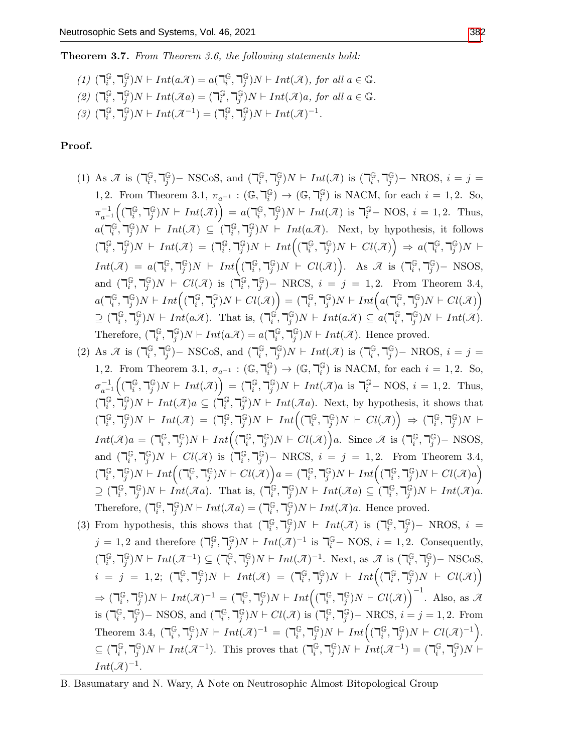**Theorem 3.7.** *From Theorem 3.6, the following statements hold:*

*(1)* $(\daleth_i^{\mathbb{G}}, \daleth_j^{\mathbb{G}})N \vdash Int(a\mathscr{A}) = a(\daleth_i^{\mathbb{G}}, \daleth_j^{\mathbb{G}})N \vdash Int(\mathscr{A})$*, for all* $a \in \mathbb{G}$*.*

*(2)* $(\daleth_i^{\mathbb{G}}, \daleth_j^{\mathbb{G}})N \vdash Int(\mathscr{A}a) = (\daleth_i^{\mathbb{G}}, \daleth_j^{\mathbb{G}})N \vdash Int(\mathscr{A})a$*, for all* $a \in \mathbb{G}$*.*

*(3)* $(\daleth_i^{\mathbb{G}}, \daleth_j^{\mathbb{G}})N \vdash Int(\mathscr{A}^{-1}) = (\daleth_i^{\mathbb{G}}, \daleth_j^{\mathbb{G}})N \vdash Int(\mathscr{A})^{-1}$*.*

**Proof.**

(1) As $\mathscr{A}$ is $(\daleth_i^{\mathbb{G}}, \daleth_j^{\mathbb{G}})-$ NSCoS, and $(\daleth_i^{\mathbb{G}}, \daleth_j^{\mathbb{G}})N \vdash Int(\mathscr{A})$ is $(\daleth_i^{\mathbb{G}}, \daleth_j^{\mathbb{G}})-$ NROS, $i = j = 1, 2$. From Theorem 3.1, $\pi_{a^{-1}} : (\mathbb{G}, \daleth_i^{\mathbb{G}}) \to (\mathbb{G}, \daleth_i^{\mathbb{G}})$ is NACM, for each $i = 1, 2$. So, $\pi_{a^{-1}}^{-1}\Big((\daleth_i^{\mathbb{G}}, \daleth_j^{\mathbb{G}})N \vdash Int(\mathscr{A})\Big) = a(\daleth_i^{\mathbb{G}}, \daleth_j^{\mathbb{G}})N \vdash Int(\mathscr{A})$ is $\daleth_i^{\mathbb{G}}-$ NOS, $i = 1, 2$. Thus, $a(\daleth_i^{\mathbb{G}}, \daleth_j^{\mathbb{G}})N \vdash Int(\mathscr{A}) \subseteq (\daleth_i^{\mathbb{G}}, \daleth_j^{\mathbb{G}})N \vdash Int(a\mathscr{A})$. Next, by hypothesis, it follows $(\daleth_i^{\mathbb{G}}, \daleth_j^{\mathbb{G}})N \vdash Int(\mathscr{A}) = (\daleth_i^{\mathbb{G}}, \daleth_j^{\mathbb{G}})N \vdash Int\Big((\daleth_i^{\mathbb{G}}, \daleth_j^{\mathbb{G}})N \vdash Cl(\mathscr{A})\Big) \Rightarrow a(\daleth_i^{\mathbb{G}}, \daleth_j^{\mathbb{G}})N \vdash Int(\mathscr{A}) = a(\daleth_i^{\mathbb{G}}, \daleth_j^{\mathbb{G}})N \vdash Int\Big((\daleth_i^{\mathbb{G}}, \daleth_j^{\mathbb{G}})N \vdash Cl(\mathscr{A})\Big)$. As $\mathscr{A}$ is $(\daleth_i^{\mathbb{G}}, \daleth_j^{\mathbb{G}})-$ NSOS, and $(\daleth_i^{\mathbb{G}}, \daleth_j^{\mathbb{G}})N \vdash Cl(\mathscr{A})$ is $(\daleth_i^{\mathbb{G}}, \daleth_j^{\mathbb{G}})-$ NRCS, $i = j = 1, 2$. From Theorem 3.4, $a(\daleth_i^{\mathbb{G}}, \daleth_j^{\mathbb{G}})N \vdash Int\Big((\daleth_i^{\mathbb{G}}, \daleth_j^{\mathbb{G}})N \vdash Cl(\mathscr{A})\Big) = (\daleth_i^{\mathbb{G}}, \daleth_j^{\mathbb{G}})N \vdash Int\Big(a(\daleth_i^{\mathbb{G}}, \daleth_j^{\mathbb{G}})N \vdash Cl(\mathscr{A})\Big) \supseteq (\daleth_i^{\mathbb{G}}, \daleth_j^{\mathbb{G}})N \vdash Int(a\mathscr{A})$. That is, $(\daleth_i^{\mathbb{G}}, \daleth_j^{\mathbb{G}})N \vdash Int(a\mathscr{A}) \subseteq a(\daleth_i^{\mathbb{G}}, \daleth_j^{\mathbb{G}})N \vdash Int(\mathscr{A})$. Therefore, $(\daleth_i^{\mathbb{G}}, \daleth_j^{\mathbb{G}})N \vdash Int(a\mathscr{A}) = a(\daleth_i^{\mathbb{G}}, \daleth_j^{\mathbb{G}})N \vdash Int(\mathscr{A})$. Hence proved.

(2) As $\mathscr{A}$ is $(\daleth_i^{\mathbb{G}}, \daleth_j^{\mathbb{G}})-$ NSCoS, and $(\daleth_i^{\mathbb{G}}, \daleth_j^{\mathbb{G}})N \vdash Int(\mathscr{A})$ is $(\daleth_i^{\mathbb{G}}, \daleth_j^{\mathbb{G}})-$ NROS, $i = j = 1, 2$. From Theorem 3.1, $\sigma_{a^{-1}} : (\mathbb{G}, \daleth_i^{\mathbb{G}}) \to (\mathbb{G}, \daleth_i^{\mathbb{G}})$ is NACM, for each $i = 1, 2$. So, $\sigma_{a^{-1}}^{-1}\Big((\daleth_i^{\mathbb{G}}, \daleth_j^{\mathbb{G}})N \vdash Int(\mathscr{A})\Big) = (\daleth_i^{\mathbb{G}}, \daleth_j^{\mathbb{G}})N \vdash Int(\mathscr{A})a$ is $\daleth_i^{\mathbb{G}}-$ NOS, $i = 1, 2$. Thus, $(\daleth_i^{\mathbb{G}}, \daleth_j^{\mathbb{G}})N \vdash Int(\mathscr{A})a \subseteq (\daleth_i^{\mathbb{G}}, \daleth_j^{\mathbb{G}})N \vdash Int(\mathscr{A}a)$. Next, by hypothesis, it shows that $(\daleth_i^{\mathbb{G}}, \daleth_j^{\mathbb{G}})N \vdash Int(\mathscr{A}) = (\daleth_i^{\mathbb{G}}, \daleth_j^{\mathbb{G}})N \vdash Int\Big((\daleth_i^{\mathbb{G}}, \daleth_j^{\mathbb{G}})N \vdash Cl(\mathscr{A})\Big) \Rightarrow (\daleth_i^{\mathbb{G}}, \daleth_j^{\mathbb{G}})N \vdash Int(\mathscr{A})a = (\daleth_i^{\mathbb{G}}, \daleth_j^{\mathbb{G}})N \vdash Int\Big((\daleth_i^{\mathbb{G}}, \daleth_j^{\mathbb{G}})N \vdash Cl(\mathscr{A})\Big)a$. Since $\mathscr{A}$ is $(\daleth_i^{\mathbb{G}}, \daleth_j^{\mathbb{G}})-$ NSOS, and $(\daleth_i^{\mathbb{G}}, \daleth_j^{\mathbb{G}})N \vdash Cl(\mathscr{A})$ is $(\daleth_i^{\mathbb{G}}, \daleth_j^{\mathbb{G}})-$ NRCS, $i = j = 1, 2$. From Theorem 3.4, $(\daleth_i^{\mathbb{G}}, \daleth_j^{\mathbb{G}})N \vdash Int\Big((\daleth_i^{\mathbb{G}}, \daleth_j^{\mathbb{G}})N \vdash Cl(\mathscr{A})\Big)a = (\daleth_i^{\mathbb{G}}, \daleth_j^{\mathbb{G}})N \vdash Int\Big((\daleth_i^{\mathbb{G}}, \daleth_j^{\mathbb{G}})N \vdash Cl(\mathscr{A})a\Big) \supseteq (\daleth_i^{\mathbb{G}}, \daleth_j^{\mathbb{G}})N \vdash Int(\mathscr{A}a)$. That is, $(\daleth_i^{\mathbb{G}}, \daleth_j^{\mathbb{G}})N \vdash Int(\mathscr{A}a) \subseteq (\daleth_i^{\mathbb{G}}, \daleth_j^{\mathbb{G}})N \vdash Int(\mathscr{A})a$. Therefore, $(\daleth_i^{\mathbb{G}}, \daleth_j^{\mathbb{G}})N \vdash Int(\mathscr{A}a) = (\daleth_i^{\mathbb{G}}, \daleth_j^{\mathbb{G}})N \vdash Int(\mathscr{A})a$. Hence proved.

(3) From hypothesis, this shows that $(\daleth_i^{\mathbb{G}}, \daleth_j^{\mathbb{G}})N \vdash Int(\mathscr{A})$ is $(\daleth_i^{\mathbb{G}}, \daleth_j^{\mathbb{G}})-$ NROS, $i = j = 1, 2$ and therefore $(\daleth_i^{\mathbb{G}}, \daleth_j^{\mathbb{G}})N \vdash Int(\mathscr{A})^{-1}$ is $\daleth_i^{\mathbb{G}}-$ NOS, $i = 1, 2$. Consequently, $(\daleth_i^{\mathbb{G}}, \daleth_j^{\mathbb{G}})N \vdash Int(\mathscr{A}^{-1}) \subseteq (\daleth_i^{\mathbb{G}}, \daleth_j^{\mathbb{G}})N \vdash Int(\mathscr{A})^{-1}$. Next, as $\mathscr{A}$ is $(\daleth_i^{\mathbb{G}}, \daleth_j^{\mathbb{G}})-$ NSCoS, $i = j = 1, 2$; $(\daleth_i^{\mathbb{G}}, \daleth_j^{\mathbb{G}})N \vdash Int(\mathscr{A}) = (\daleth_i^{\mathbb{G}}, \daleth_j^{\mathbb{G}})N \vdash Int\Big((\daleth_i^{\mathbb{G}}, \daleth_j^{\mathbb{G}})N \vdash Cl(\mathscr{A})\Big)$ $\Rightarrow (\daleth_i^{\mathbb{G}}, \daleth_j^{\mathbb{G}})N \vdash Int(\mathscr{A})^{-1} = (\daleth_i^{\mathbb{G}}, \daleth_j^{\mathbb{G}})N \vdash Int\Big((\daleth_i^{\mathbb{G}}, \daleth_j^{\mathbb{G}})N \vdash Cl(\mathscr{A})\Big)^{-1}$. Also, as $\mathscr{A}$ is $(\daleth_i^{\mathbb{G}}, \daleth_j^{\mathbb{G}})-$ NSOS, and $(\daleth_i^{\mathbb{G}}, \daleth_j^{\mathbb{G}})N \vdash Cl(\mathscr{A})$ is $(\daleth_i^{\mathbb{G}}, \daleth_j^{\mathbb{G}})-$ NRCS, $i = j = 1, 2$. From Theorem 3.4, $(\daleth_i^{\mathbb{G}}, \daleth_j^{\mathbb{G}})N \vdash Int(\mathscr{A})^{-1} = (\daleth_i^{\mathbb{G}}, \daleth_j^{\mathbb{G}})N \vdash Int\Big((\daleth_i^{\mathbb{G}}, \daleth_j^{\mathbb{G}})N \vdash Cl(\mathscr{A})^{-1}\Big)$. $\subseteq (\daleth_i^{\mathbb{G}}, \daleth_j^{\mathbb{G}})N \vdash Int(\mathscr{A}^{-1})$. This proves that $(\daleth_i^{\mathbb{G}}, \daleth_j^{\mathbb{G}})N \vdash Int(\mathscr{A}^{-1}) = (\daleth_i^{\mathbb{G}}, \daleth_j^{\mathbb{G}})N \vdash Int(\mathscr{A})^{-1}$.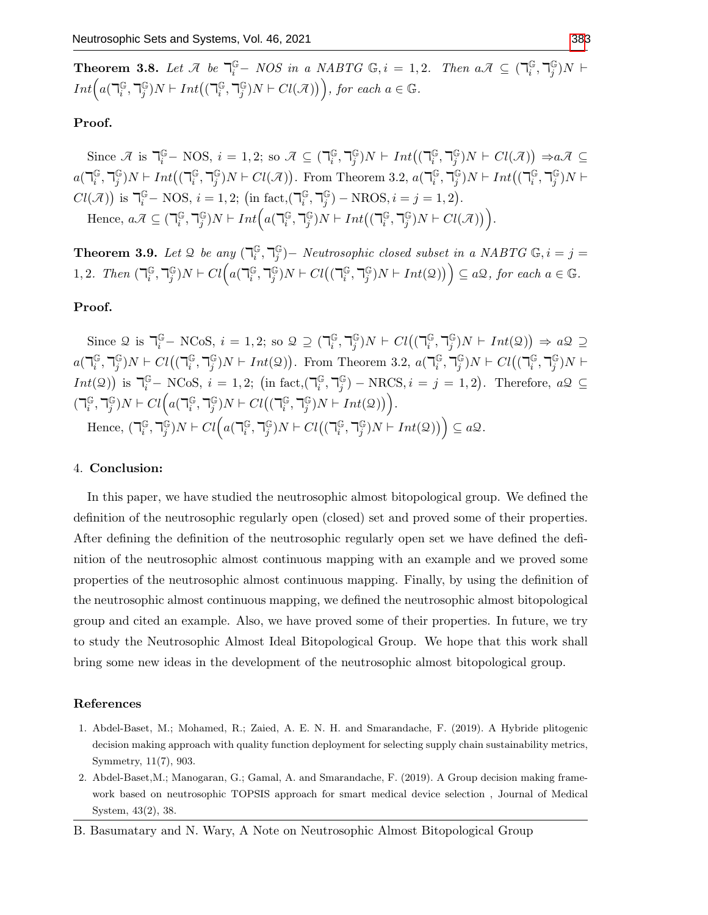**Theorem 3.8.** *Let $\mathscr{A}$ be $\daleth_i^{\mathbb{G}}-$ NOS in a NABTG $\mathbb{G}, i = 1, 2$. Then $a\mathscr{A} \subseteq (\daleth_i^{\mathbb{G}}, \daleth_j^{\mathbb{G}})N \vdash Int\Big(a(\daleth_i^{\mathbb{G}}, \daleth_j^{\mathbb{G}})N \vdash Int\big((\daleth_i^{\mathbb{G}}, \daleth_j^{\mathbb{G}})N \vdash Cl(\mathscr{A})\big)\Big)$, for each $a \in \mathbb{G}$.*

**Proof.**

Since $\mathscr{A}$ is $\daleth_i^{\mathbb{G}}-$ NOS, $i = 1, 2$; so $\mathscr{A} \subseteq (\daleth_i^{\mathbb{G}}, \daleth_j^{\mathbb{G}})N \vdash Int\big((\daleth_i^{\mathbb{G}}, \daleth_j^{\mathbb{G}})N \vdash Cl(\mathscr{A})\big) \Rightarrow a\mathscr{A} \subseteq a(\daleth_i^{\mathbb{G}}, \daleth_j^{\mathbb{G}})N \vdash Int\big((\daleth_i^{\mathbb{G}}, \daleth_j^{\mathbb{G}})N \vdash Cl(\mathscr{A})\big)$. From Theorem 3.2, $a(\daleth_i^{\mathbb{G}}, \daleth_j^{\mathbb{G}})N \vdash Int\big((\daleth_i^{\mathbb{G}}, \daleth_j^{\mathbb{G}})N \vdash Cl(\mathscr{A})\big)$ is $\daleth_i^{\mathbb{G}}-$ NOS, $i = 1, 2$; $\big($in fact,$(\daleth_i^{\mathbb{G}}, \daleth_j^{\mathbb{G}}) -$ NROS$, i = j = 1, 2\big)$.

Hence, $a\mathscr{A} \subseteq (\daleth_i^{\mathbb{G}}, \daleth_j^{\mathbb{G}})N \vdash Int\Big(a(\daleth_i^{\mathbb{G}}, \daleth_j^{\mathbb{G}})N \vdash Int\big((\daleth_i^{\mathbb{G}}, \daleth_j^{\mathbb{G}})N \vdash Cl(\mathscr{A})\big)\Big)$.

**Theorem 3.9.** *Let $\mathscr{Q}$ be any $(\daleth_i^{\mathbb{G}}, \daleth_j^{\mathbb{G}})-$ Neutrosophic closed subset in a NABTG $\mathbb{G}, i = j = 1, 2$. Then $(\daleth_i^{\mathbb{G}}, \daleth_j^{\mathbb{G}})N \vdash Cl\Big(a(\daleth_i^{\mathbb{G}}, \daleth_j^{\mathbb{G}})N \vdash Cl\big((\daleth_i^{\mathbb{G}}, \daleth_j^{\mathbb{G}})N \vdash Int(\mathscr{Q})\big)\Big) \subseteq a\mathscr{Q}$, for each $a \in \mathbb{G}$.*

**Proof.**

Since $\mathscr{Q}$ is $\daleth_i^{\mathbb{G}}-$ NCoS, $i = 1, 2$; so $\mathscr{Q} \supseteq (\daleth_i^{\mathbb{G}}, \daleth_j^{\mathbb{G}})N \vdash Cl\big((\daleth_i^{\mathbb{G}}, \daleth_j^{\mathbb{G}})N \vdash Int(\mathscr{Q})\big) \Rightarrow a\mathscr{Q} \supseteq a(\daleth_i^{\mathbb{G}}, \daleth_j^{\mathbb{G}})N \vdash Cl\big((\daleth_i^{\mathbb{G}}, \daleth_j^{\mathbb{G}})N \vdash Int(\mathscr{Q})\big)$. From Theorem 3.2, $a(\daleth_i^{\mathbb{G}}, \daleth_j^{\mathbb{G}})N \vdash Cl\big((\daleth_i^{\mathbb{G}}, \daleth_j^{\mathbb{G}})N \vdash Int(\mathscr{Q})\big)$ is $\daleth_i^{\mathbb{G}}-$ NCoS, $i = 1, 2$; $\big($in fact,$(\daleth_i^{\mathbb{G}}, \daleth_j^{\mathbb{G}}) -$ NRCS$, i = j = 1, 2\big)$. Therefore, $a\mathscr{Q} \subseteq (\daleth_i^{\mathbb{G}}, \daleth_j^{\mathbb{G}})N \vdash Cl\Big(a(\daleth_i^{\mathbb{G}}, \daleth_j^{\mathbb{G}})N \vdash Cl\big((\daleth_i^{\mathbb{G}}, \daleth_j^{\mathbb{G}})N \vdash Int(\mathscr{Q})\big)\Big)$.

Hence, $(\daleth_i^{\mathbb{G}}, \daleth_j^{\mathbb{G}})N \vdash Cl\Big(a(\daleth_i^{\mathbb{G}}, \daleth_j^{\mathbb{G}})N \vdash Cl\big((\daleth_i^{\mathbb{G}}, \daleth_j^{\mathbb{G}})N \vdash Int(\mathscr{Q})\big)\Big) \subseteq a\mathscr{Q}$.

## 4. Conclusion:

In this paper, we have studied the neutrosophic almost bitopological group. We defined the definition of the neutrosophic regularly open (closed) set and proved some of their properties. After defining the definition of the neutrosophic regularly open set we have defined the definition of the neutrosophic almost continuous mapping with an example and we proved some properties of the neutrosophic almost continuous mapping. Finally, by using the definition of the neutrosophic almost continuous mapping, we defined the neutrosophic almost bitopological group and cited an example. Also, we have proved some of their properties. In future, we try to study the Neutrosophic Almost Ideal Bitopological Group. We hope that this work shall bring some new ideas in the development of the neutrosophic almost bitopological group.

## References

1. Abdel-Baset, M.; Mohamed, R.; Zaied, A. E. N. H. and Smarandache, F. (2019). A Hybride plitogenic decision making approach with quality function deployment for selecting supply chain sustainability metrics, Symmetry, 11(7), 903.
2. Abdel-Baset,M.; Manogaran, G.; Gamal, A. and Smarandache, F. (2019). A Group decision making framework based on neutrosophic TOPSIS approach for smart medical device selection , Journal of Medical System, 43(2), 38.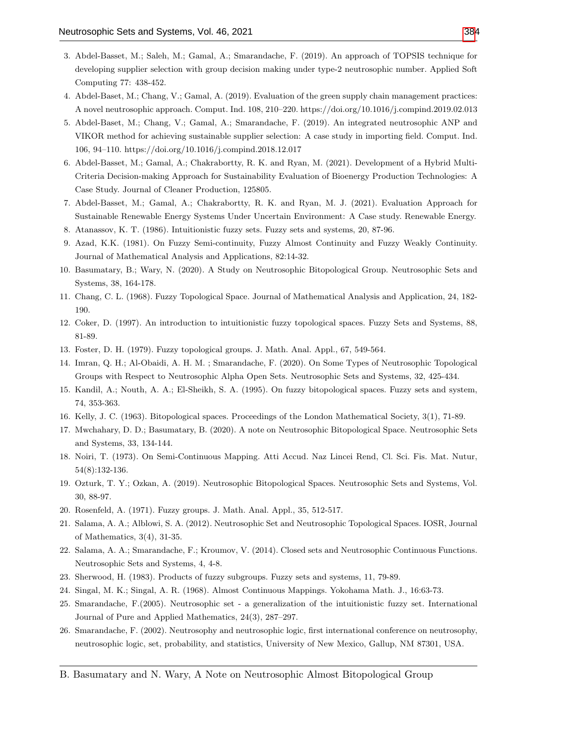3. Abdel-Basset, M.; Saleh, M.; Gamal, A.; Smarandache, F. (2019). An approach of TOPSIS technique for developing supplier selection with group decision making under type-2 neutrosophic number. Applied Soft Computing 77: 438-452.
4. Abdel-Baset, M.; Chang, V.; Gamal, A. (2019). Evaluation of the green supply chain management practices: A novel neutrosophic approach. Comput. Ind. 108, 210–220. https://doi.org/10.1016/j.compind.2019.02.013
5. Abdel-Baset, M.; Chang, V.; Gamal, A.; Smarandache, F. (2019). An integrated neutrosophic ANP and VIKOR method for achieving sustainable supplier selection: A case study in importing field. Comput. Ind. 106, 94–110. https://doi.org/10.1016/j.compind.2018.12.017
6. Abdel-Basset, M.; Gamal, A.; Chakrabortty, R. K. and Ryan, M. (2021). Development of a Hybrid Multi-Criteria Decision-making Approach for Sustainability Evaluation of Bioenergy Production Technologies: A Case Study. Journal of Cleaner Production, 125805.
7. Abdel-Basset, M.; Gamal, A.; Chakrabortty, R. K. and Ryan, M. J. (2021). Evaluation Approach for Sustainable Renewable Energy Systems Under Uncertain Environment: A Case study. Renewable Energy.
8. Atanassov, K. T. (1986). Intuitionistic fuzzy sets. Fuzzy sets and systems, 20, 87-96.
9. Azad, K.K. (1981). On Fuzzy Semi-continuity, Fuzzy Almost Continuity and Fuzzy Weakly Continuity. Journal of Mathematical Analysis and Applications, 82:14-32.
10. Basumatary, B.; Wary, N. (2020). A Study on Neutrosophic Bitopological Group. Neutrosophic Sets and Systems, 38, 164-178.
11. Chang, C. L. (1968). Fuzzy Topological Space. Journal of Mathematical Analysis and Application, 24, 182-190.
12. Coker, D. (1997). An introduction to intuitionistic fuzzy topological spaces. Fuzzy Sets and Systems, 88, 81-89.
13. Foster, D. H. (1979). Fuzzy topological groups. J. Math. Anal. Appl., 67, 549-564.
14. Imran, Q. H.; Al-Obaidi, A. H. M. ; Smarandache, F. (2020). On Some Types of Neutrosophic Topological Groups with Respect to Neutrosophic Alpha Open Sets. Neutrosophic Sets and Systems, 32, 425-434.
15. Kandil, A.; Nouth, A. A.; El-Sheikh, S. A. (1995). On fuzzy bitopological spaces. Fuzzy sets and system, 74, 353-363.
16. Kelly, J. C. (1963). Bitopological spaces. Proceedings of the London Mathematical Society, 3(1), 71-89.
17. Mwchahary, D. D.; Basumatary, B. (2020). A note on Neutrosophic Bitopological Space. Neutrosophic Sets and Systems, 33, 134-144.
18. Noiri, T. (1973). On Semi-Continuous Mapping. Atti Accud. Naz Lincei Rend, Cl. Sci. Fis. Mat. Nutur, 54(8):132-136.
19. Ozturk, T. Y.; Ozkan, A. (2019). Neutrosophic Bitopological Spaces. Neutrosophic Sets and Systems, Vol. 30, 88-97.
20. Rosenfeld, A. (1971). Fuzzy groups. J. Math. Anal. Appl., 35, 512-517.
21. Salama, A. A.; Alblowi, S. A. (2012). Neutrosophic Set and Neutrosophic Topological Spaces. IOSR, Journal of Mathematics, 3(4), 31-35.
22. Salama, A. A.; Smarandache, F.; Kroumov, V. (2014). Closed sets and Neutrosophic Continuous Functions. Neutrosophic Sets and Systems, 4, 4-8.
23. Sherwood, H. (1983). Products of fuzzy subgroups. Fuzzy sets and systems, 11, 79-89.
24. Singal, M. K.; Singal, A. R. (1968). Almost Continuous Mappings. Yokohama Math. J., 16:63-73.
25. Smarandache, F.(2005). Neutrosophic set - a generalization of the intuitionistic fuzzy set. International Journal of Pure and Applied Mathematics, 24(3), 287–297.
26. Smarandache, F. (2002). Neutrosophy and neutrosophic logic, first international conference on neutrosophy, neutrosophic logic, set, probability, and statistics, University of New Mexico, Gallup, NM 87301, USA.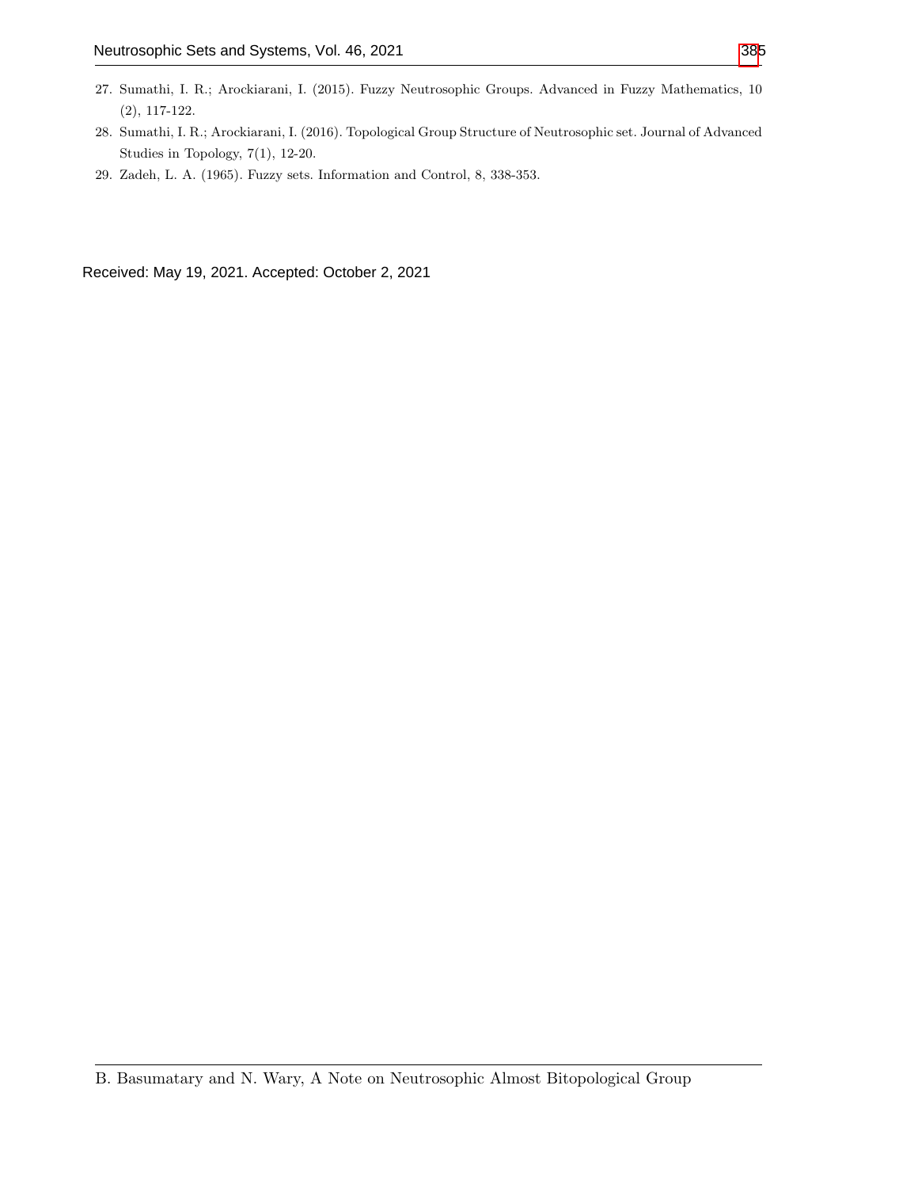27. Sumathi, I. R.; Arockiarani, I. (2015). Fuzzy Neutrosophic Groups. Advanced in Fuzzy Mathematics, 10 (2), 117-122.
28. Sumathi, I. R.; Arockiarani, I. (2016). Topological Group Structure of Neutrosophic set. Journal of Advanced Studies in Topology, 7(1), 12-20.
29. Zadeh, L. A. (1965). Fuzzy sets. Information and Control, 8, 338-353.

Received: May 19, 2021. Accepted: October 2, 2021